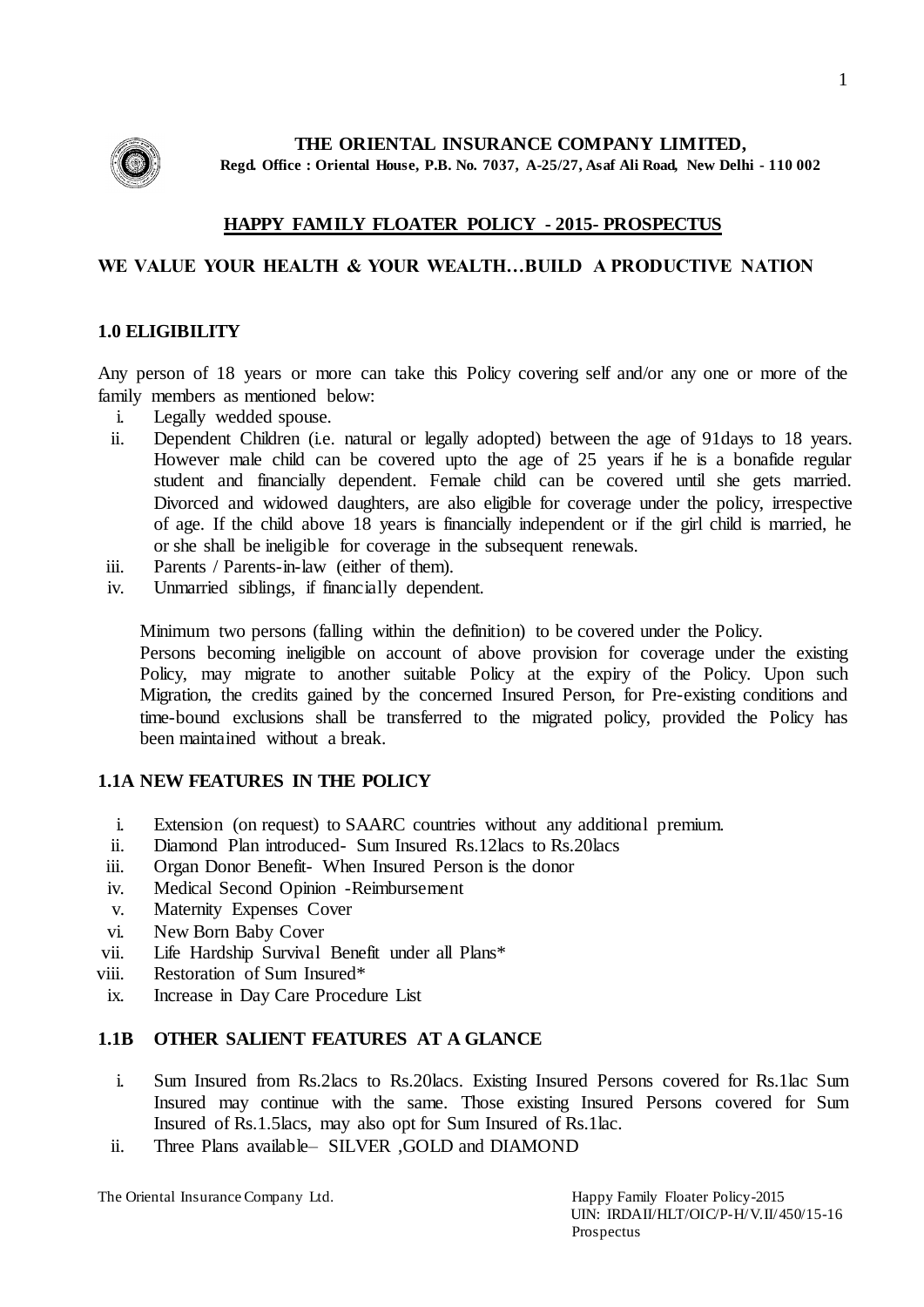**THE ORIENTAL INSURANCE COMPANY LIMITED,**
**Regd. Office : Oriental House, P.B. No. 7037, A-25/27, Asaf Ali Road, New Delhi - 110 002**

# HAPPY FAMILY FLOATER POLICY - 2015- PROSPECTUS

**WE VALUE YOUR HEALTH & YOUR WEALTH…BUILD A PRODUCTIVE NATION**

## 1.0 ELIGIBILITY

Any person of 18 years or more can take this Policy covering self and/or any one or more of the family members as mentioned below:

i. Legally wedded spouse.
ii. Dependent Children (i.e. natural or legally adopted) between the age of 91days to 18 years. However male child can be covered upto the age of 25 years if he is a bonafide regular student and financially dependent. Female child can be covered until she gets married. Divorced and widowed daughters, are also eligible for coverage under the policy, irrespective of age. If the child above 18 years is financially independent or if the girl child is married, he or she shall be ineligible for coverage in the subsequent renewals.
iii. Parents / Parents-in-law (either of them).
iv. Unmarried siblings, if financially dependent.

Minimum two persons (falling within the definition) to be covered under the Policy.

Persons becoming ineligible on account of above provision for coverage under the existing Policy, may migrate to another suitable Policy at the expiry of the Policy. Upon such Migration, the credits gained by the concerned Insured Person, for Pre-existing conditions and time-bound exclusions shall be transferred to the migrated policy, provided the Policy has been maintained without a break.

## 1.1A NEW FEATURES IN THE POLICY

i. Extension (on request) to SAARC countries without any additional premium.
ii. Diamond Plan introduced- Sum Insured Rs.12lacs to Rs.20lacs
iii. Organ Donor Benefit- When Insured Person is the donor
iv. Medical Second Opinion -Reimbursement
v. Maternity Expenses Cover
vi. New Born Baby Cover
vii. Life Hardship Survival Benefit under all Plans*
viii. Restoration of Sum Insured*
ix. Increase in Day Care Procedure List

## 1.1B OTHER SALIENT FEATURES AT A GLANCE

i. Sum Insured from Rs.2lacs to Rs.20lacs. Existing Insured Persons covered for Rs.1lac Sum Insured may continue with the same. Those existing Insured Persons covered for Sum Insured of Rs.1.5lacs, may also opt for Sum Insured of Rs.1lac.
ii. Three Plans available– SILVER ,GOLD and DIAMOND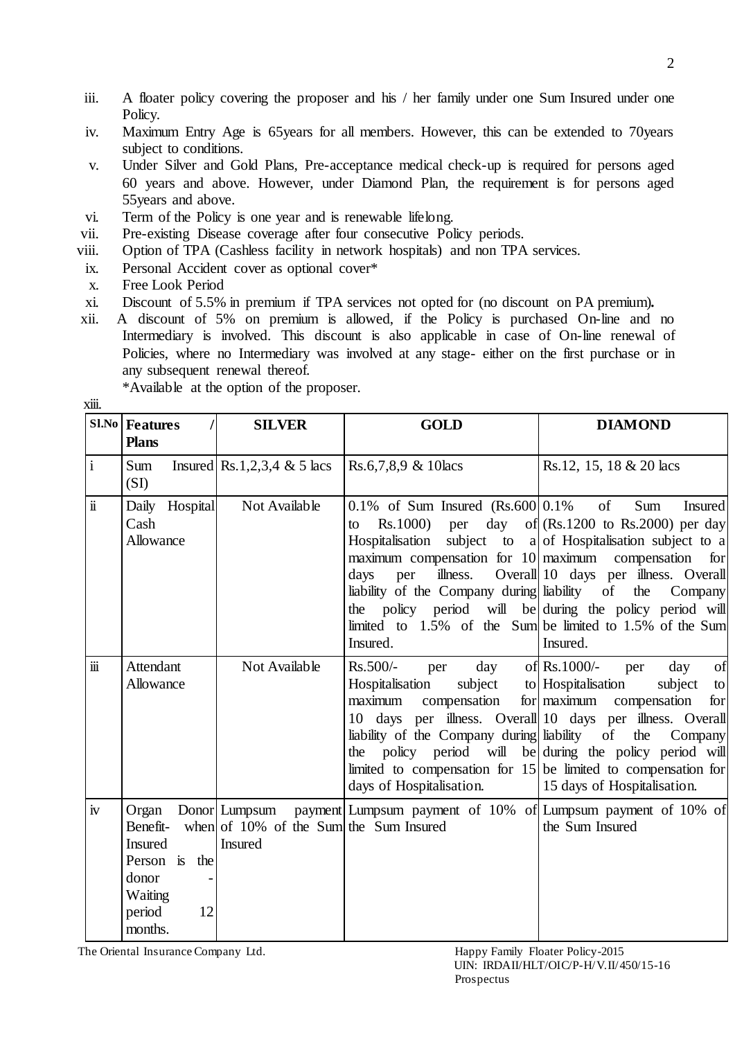iii. A floater policy covering the proposer and his / her family under one Sum Insured under one Policy.

iv. Maximum Entry Age is 65years for all members. However, this can be extended to 70years subject to conditions.

v. Under Silver and Gold Plans, Pre-acceptance medical check-up is required for persons aged 60 years and above. However, under Diamond Plan, the requirement is for persons aged 55years and above.

vi. Term of the Policy is one year and is renewable lifelong.

vii. Pre-existing Disease coverage after four consecutive Policy periods.

viii. Option of TPA (Cashless facility in network hospitals) and non TPA services.

ix. Personal Accident cover as optional cover*

x. Free Look Period

xi. Discount of 5.5% in premium if TPA services not opted for (no discount on PA premium).

xii. A discount of 5% on premium is allowed, if the Policy is purchased On-line and no Intermediary is involved. This discount is also applicable in case of On-line renewal of Policies, where no Intermediary was involved at any stage- either on the first purchase or in any subsequent renewal thereof.

*Available at the option of the proposer.

xiii.

| Sl.No | Features / Plans | SILVER | GOLD | DIAMOND |
|---|---|---|---|---|
| i | Sum Insured (SI) | Rs.1,2,3,4 & 5 lacs | Rs.6,7,8,9 & 10lacs | Rs.12, 15, 18 & 20 lacs |
| ii | Daily Hospital Cash Allowance | Not Available | 0.1% of Sum Insured (Rs.600 to Rs.1000) per day of Hospitalisation subject to a maximum compensation for 10 days per illness. Overall liability of the Company during the policy period will be limited to 1.5% of the Sum Insured. | 0.1% of Sum Insured (Rs.1200 to Rs.2000) per day of Hospitalisation subject to a maximum compensation for 10 days per illness. Overall liability of the Company during the policy period will be limited to 1.5% of the Sum Insured. |
| iii | Attendant Allowance | Not Available | Rs.500/- per day of Hospitalisation subject to maximum compensation for 10 days per illness. Overall liability of the Company during the policy period will be limited to compensation for 15 days of Hospitalisation. | Rs.1000/- per day of Hospitalisation subject to maximum compensation for 10 days per illness. Overall liability of the Company during the policy period will be limited to compensation for 15 days of Hospitalisation. |
| iv | Organ Donor Benefit- when Insured Person is the donor - Waiting period 12 months. | Lumpsum payment of 10% of the Sum Insured | Lumpsum payment of 10% of the Sum Insured | Lumpsum payment of 10% of the Sum Insured |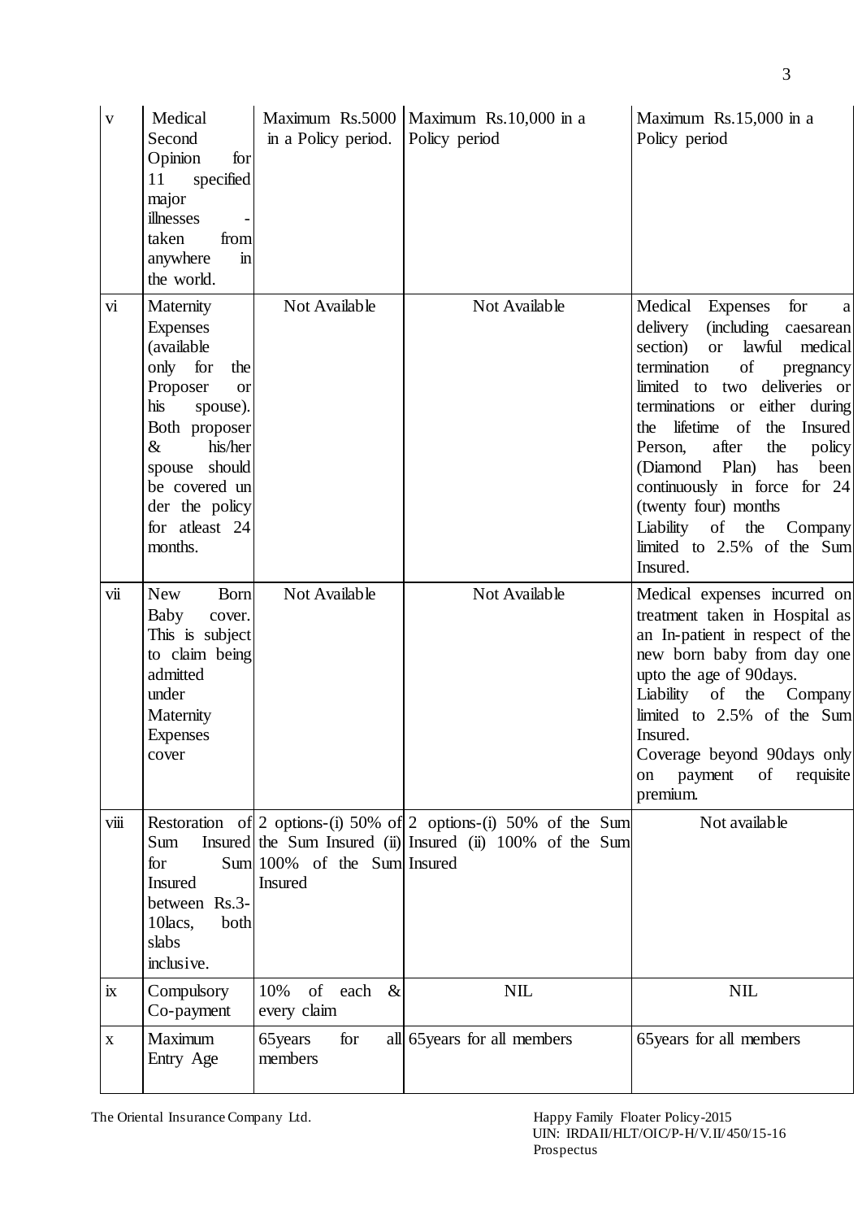| | | | | |
|---|---|---|---|---|
| v | Medical Second Opinion for 11 specified major illnesses - taken from anywhere in the world. | Maximum Rs.5000 in a Policy period. | Maximum Rs.10,000 in a Policy period | Maximum Rs.15,000 in a Policy period |
| vi | Maternity Expenses (available only for the Proposer or his spouse). Both proposer & his/her spouse should be covered under the policy for atleast 24 months. | Not Available | Not Available | Medical Expenses for a delivery (including caesarean section) or lawful medical termination of pregnancy limited to two deliveries or terminations or either during the lifetime of the Insured Person, after the policy (Diamond Plan) has been continuously in force for 24 (twenty four) months<br>Liability of the Company limited to 2.5% of the Sum Insured. |
| vii | New Born Baby cover. This is subject to claim being admitted under Maternity Expenses cover | Not Available | Not Available | Medical expenses incurred on treatment taken in Hospital as an In-patient in respect of the new born baby from day one upto the age of 90days.<br>Liability of the Company limited to 2.5% of the Sum Insured.<br>Coverage beyond 90days only on payment of requisite premium. |
| viii | Restoration of Sum Insured for Sum Insured between Rs.3-10lacs, both slabs inclusive. | 2 options-(i) 50% of the Sum Insured (ii) 100% of the Sum Insured | 2 options-(i) 50% of the Sum Insured (ii) 100% of the Sum Insured | Not available |
| ix | Compulsory Co-payment | 10% of each & every claim | NIL | NIL |
| x | Maximum Entry Age | 65years for all members | 65years for all members | 65years for all members |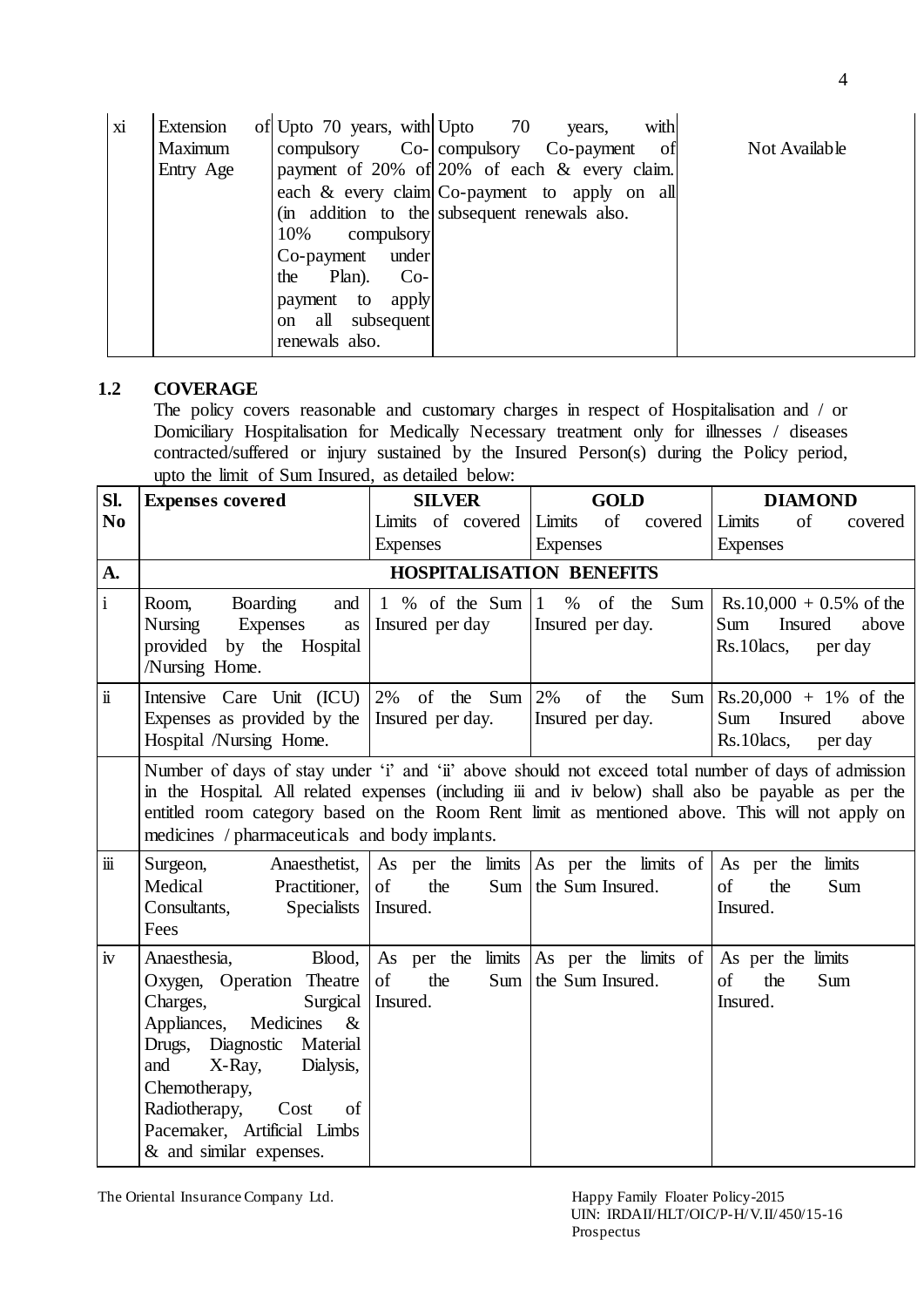| | | | | |
|---|---|---|---|---|
| xi | Extension of Maximum Entry Age | Upto 70 years, with compulsory Co-payment of 20% of each & every claim (in addition to the 10% compulsory Co-payment under the Plan). Co-payment to apply on all subsequent renewals also. | Upto 70 years, with compulsory Co-payment of 20% of each & every claim. Co-payment to apply on all subsequent renewals also. | Not Available |

## 1.2 COVERAGE

The policy covers reasonable and customary charges in respect of Hospitalisation and / or Domiciliary Hospitalisation for Medically Necessary treatment only for illnesses / diseases contracted/suffered or injury sustained by the Insured Person(s) during the Policy period, upto the limit of Sum Insured, as detailed below:

| Sl. No | Expenses covered | SILVER Limits of covered Expenses | GOLD Limits of covered Expenses | DIAMOND Limits of covered Expenses |
|---|---|---|---|---|
| **A.** | **HOSPITALISATION BENEFITS** | | | |
| i | Room, Boarding and Nursing Expenses as provided by the Hospital /Nursing Home. | 1 % of the Sum Insured per day | 1 % of the Sum Insured per day. | Rs.10,000 + 0.5% of the Sum Insured above Rs.10lacs, per day |
| ii | Intensive Care Unit (ICU) Expenses as provided by the Hospital /Nursing Home. | 2% of the Sum Insured per day. | 2% of the Sum Insured per day. | Rs.20,000 + 1% of the Sum Insured above Rs.10lacs, per day |
| | Number of days of stay under 'i' and 'ii' above should not exceed total number of days of admission in the Hospital. All related expenses (including iii and iv below) shall also be payable as per the entitled room category based on the Room Rent limit as mentioned above. This will not apply on medicines / pharmaceuticals and body implants. | | | |
| iii | Surgeon, Anaesthetist, Medical Practitioner, Consultants, Specialists Fees | As per the limits of the Sum Insured. | As per the limits of the Sum Insured. | As per the limits of the Sum Insured. |
| iv | Anaesthesia, Blood, Oxygen, Operation Theatre Charges, Surgical Appliances, Medicines & Drugs, Diagnostic Material and X-Ray, Dialysis, Chemotherapy, Radiotherapy, Cost of Pacemaker, Artificial Limbs & and similar expenses. | As per the limits of the Sum Insured. | As per the limits of the Sum Insured. | As per the limits of the Sum Insured. |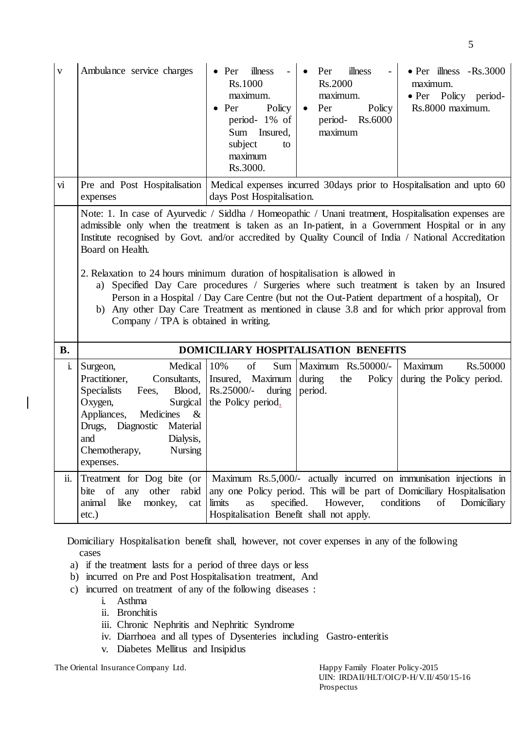| | | | | |
|---|---|---|---|---|
| v | Ambulance service charges | • Per illness - Rs.1000 maximum.<br>• Per Policy period- 1% of Sum Insured, subject to maximum Rs.3000. | • Per illness - Rs.2000 maximum.<br>• Per Policy period- Rs.6000 maximum | • Per illness -Rs.3000 maximum.<br>• Per Policy period- Rs.8000 maximum. |
| vi | Pre and Post Hospitalisation expenses | Medical expenses incurred 30days prior to Hospitalisation and upto 60 days Post Hospitalisation. | | |
| | Note: 1. In case of Ayurvedic / Siddha / Homeopathic / Unani treatment, Hospitalisation expenses are admissible only when the treatment is taken as an In-patient, in a Government Hospital or in any Institute recognised by Govt. and/or accredited by Quality Council of India / National Accreditation Board on Health.<br><br>2. Relaxation to 24 hours minimum duration of hospitalisation is allowed in<br>a) Specified Day Care procedures / Surgeries where such treatment is taken by an Insured Person in a Hospital / Day Care Centre (but not the Out-Patient department of a hospital), Or<br>b) Any other Day Care Treatment as mentioned in clause 3.8 and for which prior approval from Company / TPA is obtained in writing. | | | |
| **B.** | **DOMICILIARY HOSPITALISATION BENEFITS** | | | |
| i. | Surgeon, Medical Practitioner, Consultants, Specialists Fees, Blood, Oxygen, Surgical Appliances, Medicines & Drugs, Diagnostic Material and Dialysis, Chemotherapy, Nursing expenses. | 10% of Sum Insured, Maximum Rs.25000/- during the Policy period. | Maximum Rs.50000/- during the Policy period. | Maximum Rs.50000 during the Policy period. |
| ii. | Treatment for Dog bite (or bite of any other rabid animal like monkey, cat etc.) | Maximum Rs.5,000/- actually incurred on immunisation injections in any one Policy period. This will be part of Domiciliary Hospitalisation limits as specified. However, conditions of Domiciliary Hospitalisation Benefit shall not apply. | | |

Domiciliary Hospitalisation benefit shall, however, not cover expenses in any of the following cases

a) if the treatment lasts for a period of three days or less
b) incurred on Pre and Post Hospitalisation treatment, And
c) incurred on treatment of any of the following diseases :
   i. Asthma
   ii. Bronchitis
   iii. Chronic Nephritis and Nephritic Syndrome
   iv. Diarrhoea and all types of Dysenteries including Gastro-enteritis
   v. Diabetes Mellitus and Insipidus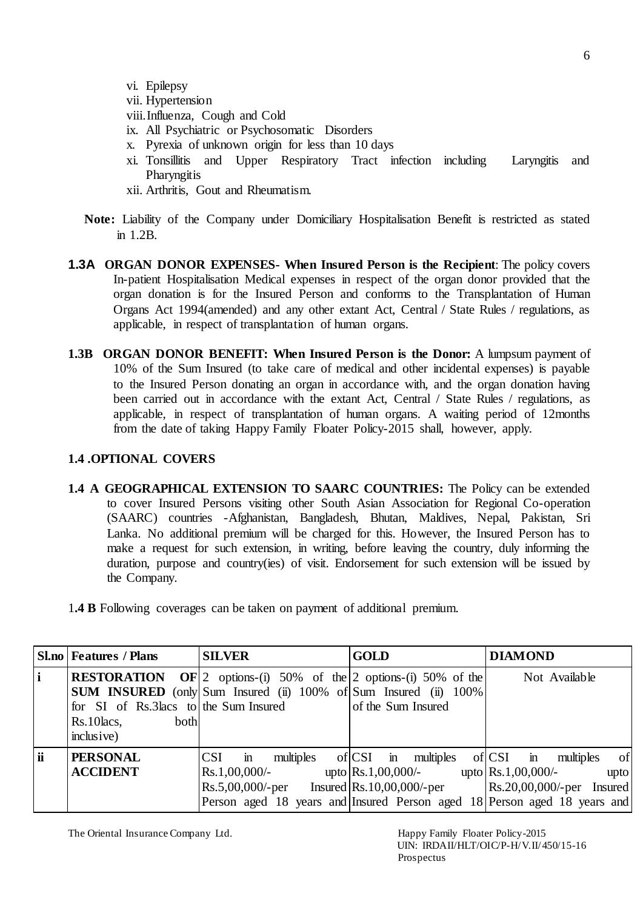vi. Epilepsy
vii. Hypertension
viii. Influenza, Cough and Cold
ix. All Psychiatric or Psychosomatic Disorders
x. Pyrexia of unknown origin for less than 10 days
xi. Tonsillitis and Upper Respiratory Tract infection including Laryngitis and Pharyngitis
xii. Arthritis, Gout and Rheumatism.

**Note:** Liability of the Company under Domiciliary Hospitalisation Benefit is restricted as stated in 1.2B.

**1.3A ORGAN DONOR EXPENSES- When Insured Person is the Recipient**: The policy covers In-patient Hospitalisation Medical expenses in respect of the organ donor provided that the organ donation is for the Insured Person and conforms to the Transplantation of Human Organs Act 1994(amended) and any other extant Act, Central / State Rules / regulations, as applicable, in respect of transplantation of human organs.

**1.3B ORGAN DONOR BENEFIT: When Insured Person is the Donor:** A lumpsum payment of 10% of the Sum Insured (to take care of medical and other incidental expenses) is payable to the Insured Person donating an organ in accordance with, and the organ donation having been carried out in accordance with the extant Act, Central / State Rules / regulations, as applicable, in respect of transplantation of human organs. A waiting period of 12months from the date of taking Happy Family Floater Policy-2015 shall, however, apply.

### 1.4 .OPTIONAL COVERS

**1.4 A GEOGRAPHICAL EXTENSION TO SAARC COUNTRIES:** The Policy can be extended to cover Insured Persons visiting other South Asian Association for Regional Co-operation (SAARC) countries -Afghanistan, Bangladesh, Bhutan, Maldives, Nepal, Pakistan, Sri Lanka. No additional premium will be charged for this. However, the Insured Person has to make a request for such extension, in writing, before leaving the country, duly informing the duration, purpose and country(ies) of visit. Endorsement for such extension will be issued by the Company.

1.**4 B** Following coverages can be taken on payment of additional premium.

| Sl.no | Features / Plans | SILVER | GOLD | DIAMOND |
|---|---|---|---|---|
| **i** | **RESTORATION OF SUM INSURED** (only for SI of Rs.3lacs to Rs.10lacs, both inclusive) | 2 options-(i) 50% of the Sum Insured (ii) 100% of the Sum Insured | 2 options-(i) 50% of the Sum Insured (ii) 100% of the Sum Insured | Not Available |
| **ii** | **PERSONAL ACCIDENT** | CSI in multiples of Rs.1,00,000/- upto Rs.5,00,000/-per Insured Person aged 18 years and | CSI in multiples of Rs.1,00,000/- upto Rs.10,00,000/-per Insured Person aged 18 | CSI in multiples of Rs.1,00,000/- upto Rs.20,00,000/-per Insured Person aged 18 years and |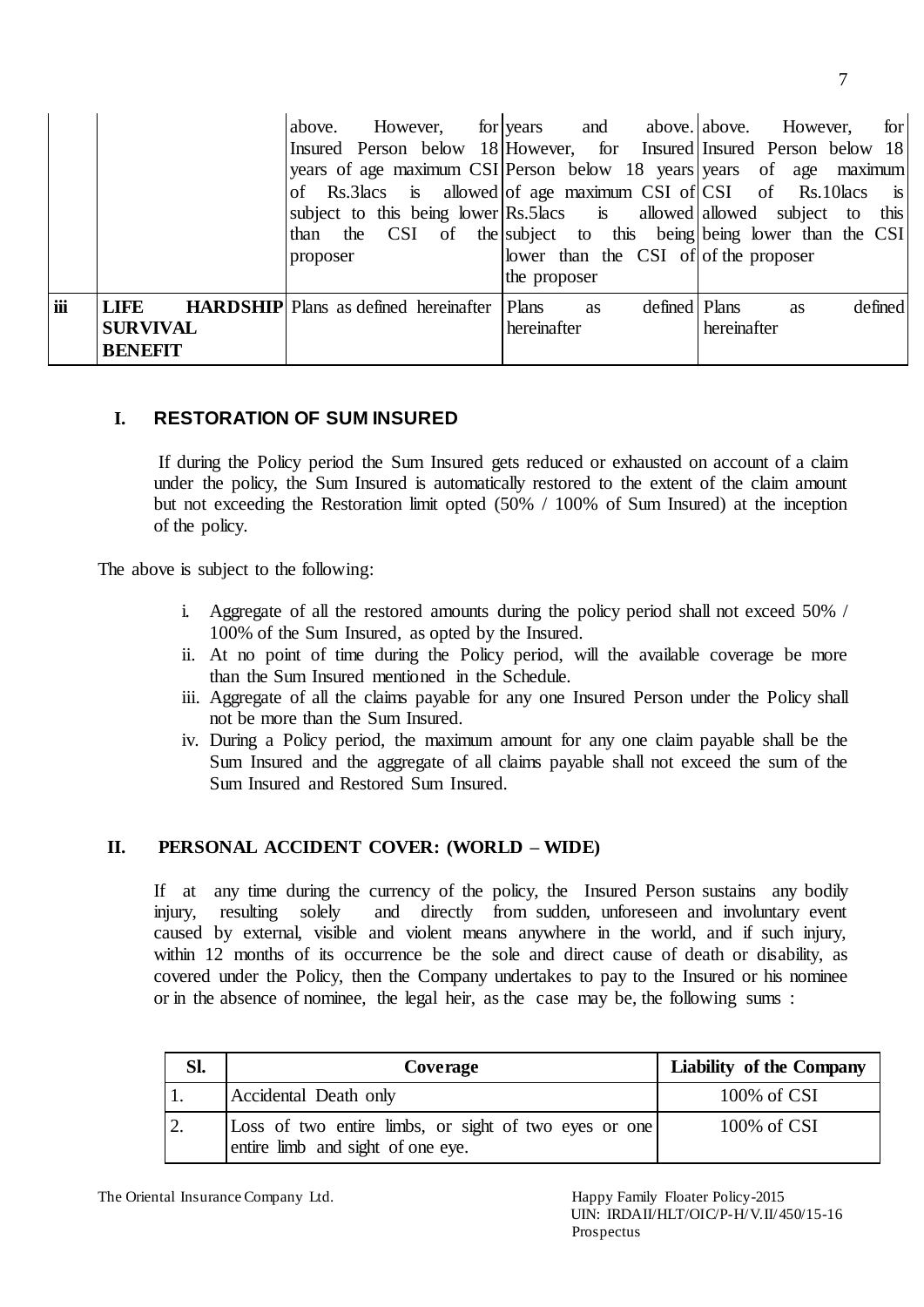| | | | | |
|---|---|---|---|---|
| | | above. However, for Insured Person below 18 years of age maximum CSI of Rs.3lacs is allowed subject to this being lower than the CSI of the proposer | years and above. However, for Insured Person below 18 years of age maximum CSI of Rs.5lacs is allowed subject to this being lower than the CSI of the proposer | above. However, for Insured Person below 18 years of age maximum CSI of Rs.10lacs is allowed subject to this being lower than the CSI of the proposer |
| iii | **LIFE HARDSHIP SURVIVAL BENEFIT** | Plans as defined hereinafter | Plans as defined hereinafter | Plans as defined hereinafter |

### I. RESTORATION OF SUM INSURED

If during the Policy period the Sum Insured gets reduced or exhausted on account of a claim under the policy, the Sum Insured is automatically restored to the extent of the claim amount but not exceeding the Restoration limit opted (50% / 100% of Sum Insured) at the inception of the policy.

The above is subject to the following:

i. Aggregate of all the restored amounts during the policy period shall not exceed 50% / 100% of the Sum Insured, as opted by the Insured.
ii. At no point of time during the Policy period, will the available coverage be more than the Sum Insured mentioned in the Schedule.
iii. Aggregate of all the claims payable for any one Insured Person under the Policy shall not be more than the Sum Insured.
iv. During a Policy period, the maximum amount for any one claim payable shall be the Sum Insured and the aggregate of all claims payable shall not exceed the sum of the Sum Insured and Restored Sum Insured.

### II. PERSONAL ACCIDENT COVER: (WORLD – WIDE)

If at any time during the currency of the policy, the Insured Person sustains any bodily injury, resulting solely and directly from sudden, unforeseen and involuntary event caused by external, visible and violent means anywhere in the world, and if such injury, within 12 months of its occurrence be the sole and direct cause of death or disability, as covered under the Policy, then the Company undertakes to pay to the Insured or his nominee or in the absence of nominee, the legal heir, as the case may be, the following sums :

| Sl. | Coverage | Liability of the Company |
|---|---|---|
| 1. | Accidental Death only | 100% of CSI |
| 2. | Loss of two entire limbs, or sight of two eyes or one entire limb and sight of one eye. | 100% of CSI |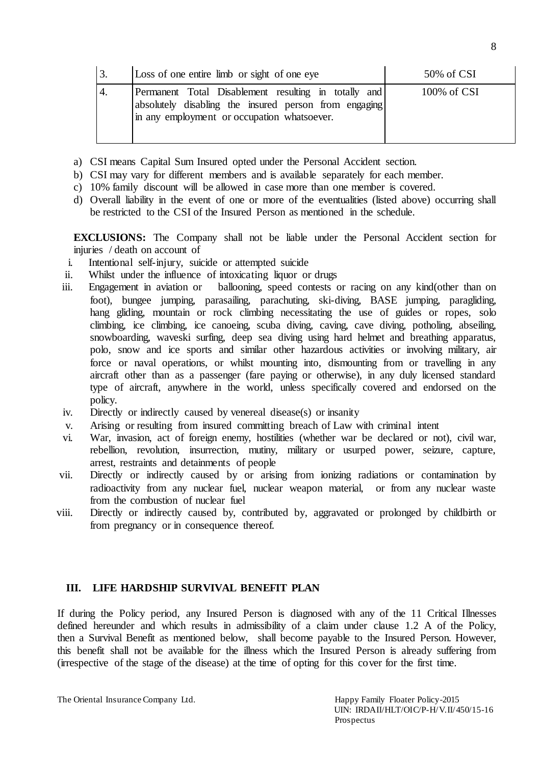| | | |
|---|---|---|
| 3. | Loss of one entire limb or sight of one eye | 50% of CSI |
| 4. | Permanent Total Disablement resulting in totally and absolutely disabling the insured person from engaging in any employment or occupation whatsoever. | 100% of CSI |

a) CSI means Capital Sum Insured opted under the Personal Accident section.
b) CSI may vary for different members and is available separately for each member.
c) 10% family discount will be allowed in case more than one member is covered.
d) Overall liability in the event of one or more of the eventualities (listed above) occurring shall be restricted to the CSI of the Insured Person as mentioned in the schedule.

**EXCLUSIONS:** The Company shall not be liable under the Personal Accident section for injuries / death on account of

i. Intentional self-injury, suicide or attempted suicide
ii. Whilst under the influence of intoxicating liquor or drugs
iii. Engagement in aviation or ballooning, speed contests or racing on any kind(other than on foot), bungee jumping, parasailing, parachuting, ski-diving, BASE jumping, paragliding, hang gliding, mountain or rock climbing necessitating the use of guides or ropes, solo climbing, ice climbing, ice canoeing, scuba diving, caving, cave diving, potholing, abseiling, snowboarding, waveski surfing, deep sea diving using hard helmet and breathing apparatus, polo, snow and ice sports and similar other hazardous activities or involving military, air force or naval operations, or whilst mounting into, dismounting from or travelling in any aircraft other than as a passenger (fare paying or otherwise), in any duly licensed standard type of aircraft, anywhere in the world, unless specifically covered and endorsed on the policy.
iv. Directly or indirectly caused by venereal disease(s) or insanity
v. Arising or resulting from insured committing breach of Law with criminal intent
vi. War, invasion, act of foreign enemy, hostilities (whether war be declared or not), civil war, rebellion, revolution, insurrection, mutiny, military or usurped power, seizure, capture, arrest, restraints and detainments of people
vii. Directly or indirectly caused by or arising from ionizing radiations or contamination by radioactivity from any nuclear fuel, nuclear weapon material, or from any nuclear waste from the combustion of nuclear fuel
viii. Directly or indirectly caused by, contributed by, aggravated or prolonged by childbirth or from pregnancy or in consequence thereof.

## III. LIFE HARDSHIP SURVIVAL BENEFIT PLAN

If during the Policy period, any Insured Person is diagnosed with any of the 11 Critical Illnesses defined hereunder and which results in admissibility of a claim under clause 1.2 A of the Policy, then a Survival Benefit as mentioned below, shall become payable to the Insured Person. However, this benefit shall not be available for the illness which the Insured Person is already suffering from (irrespective of the stage of the disease) at the time of opting for this cover for the first time.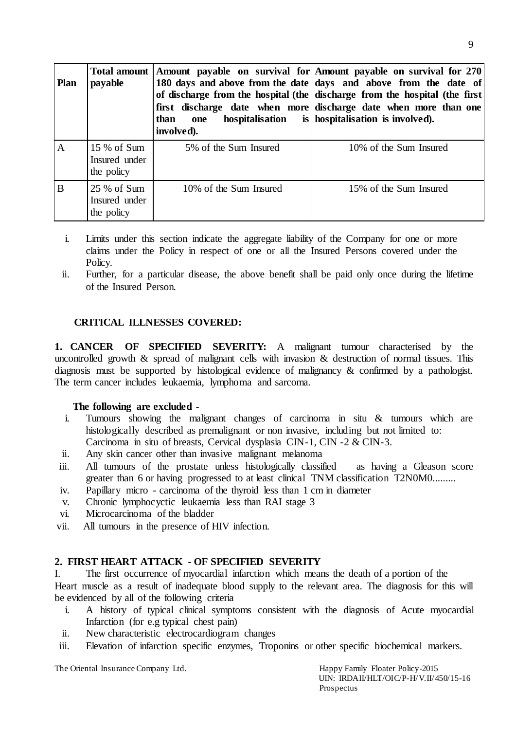| Plan | Total amount payable | Amount payable on survival for 180 days and above from the date of discharge from the hospital (the first discharge date when more than one hospitalisation is involved). | Amount payable on survival for 270 days and above from the date of discharge from the hospital (the first discharge date when more than one hospitalisation is involved). |
|---|---|---|---|
| A | 15 % of Sum Insured under the policy | 5% of the Sum Insured | 10% of the Sum Insured |
| B | 25 % of Sum Insured under the policy | 10% of the Sum Insured | 15% of the Sum Insured |

i. Limits under this section indicate the aggregate liability of the Company for one or more claims under the Policy in respect of one or all the Insured Persons covered under the Policy.
ii. Further, for a particular disease, the above benefit shall be paid only once during the lifetime of the Insured Person.

## CRITICAL ILLNESSES COVERED:

**1. CANCER OF SPECIFIED SEVERITY:** A malignant tumour characterised by the uncontrolled growth & spread of malignant cells with invasion & destruction of normal tissues. This diagnosis must be supported by histological evidence of malignancy & confirmed by a pathologist. The term cancer includes leukaemia, lymphoma and sarcoma.

**The following are excluded -**

i. Tumours showing the malignant changes of carcinoma in situ & tumours which are histologically described as premalignant or non invasive, including but not limited to: Carcinoma in situ of breasts, Cervical dysplasia CIN-1, CIN -2 & CIN-3.
ii. Any skin cancer other than invasive malignant melanoma
iii. All tumours of the prostate unless histologically classified as having a Gleason score greater than 6 or having progressed to at least clinical TNM classification T2N0M0.........
iv. Papillary micro - carcinoma of the thyroid less than 1 cm in diameter
v. Chronic lymphocyctic leukaemia less than RAI stage 3
vi. Microcarcinoma of the bladder
vii. All tumours in the presence of HIV infection.

**2. FIRST HEART ATTACK - OF SPECIFIED SEVERITY**

I. The first occurrence of myocardial infarction which means the death of a portion of the Heart muscle as a result of inadequate blood supply to the relevant area. The diagnosis for this will be evidenced by all of the following criteria

i. A history of typical clinical symptoms consistent with the diagnosis of Acute myocardial Infarction (for e.g typical chest pain)
ii. New characteristic electrocardiogram changes
iii. Elevation of infarction specific enzymes, Troponins or other specific biochemical markers.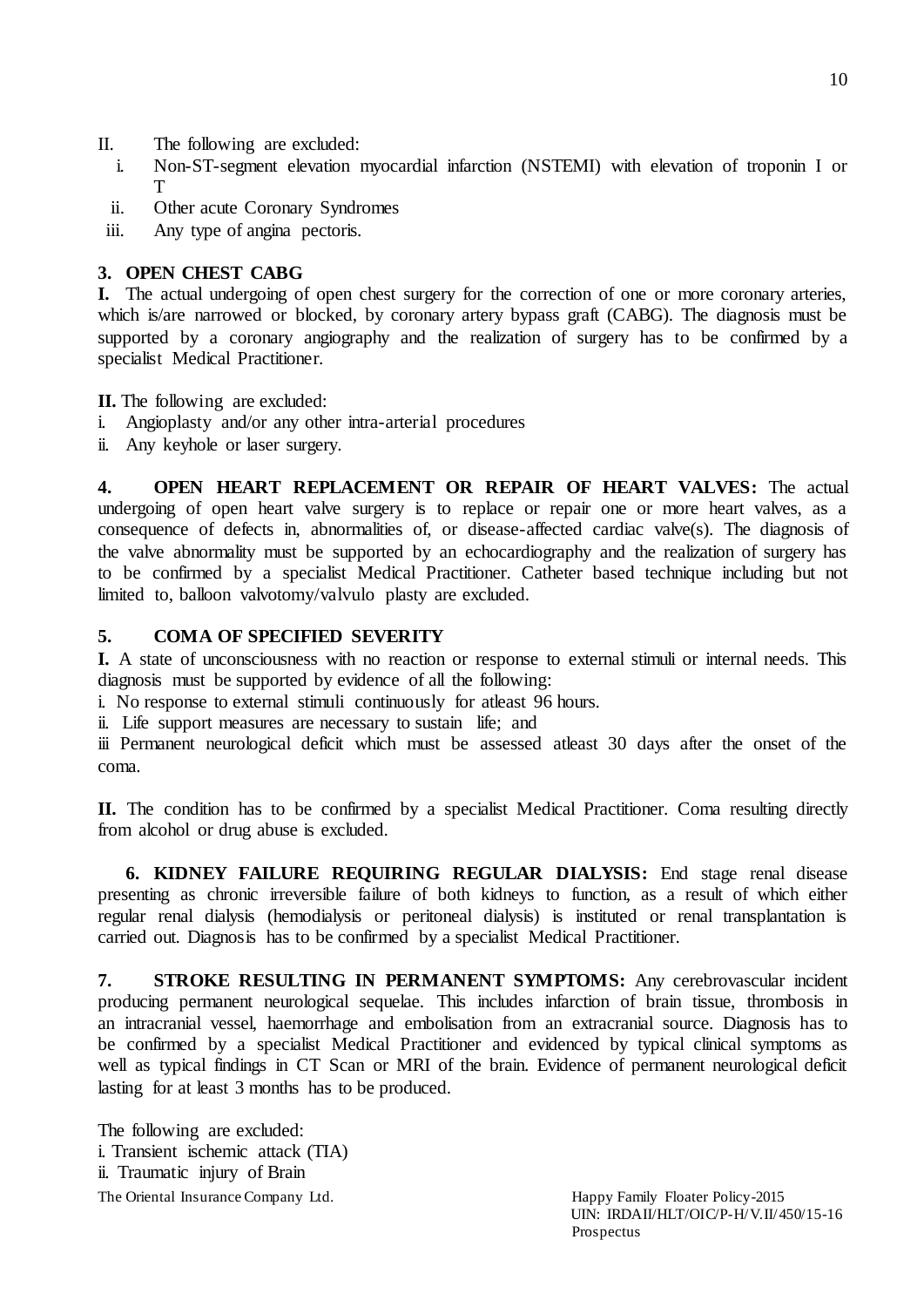II. The following are excluded:

 i. Non-ST-segment elevation myocardial infarction (NSTEMI) with elevation of troponin I or T
 ii. Other acute Coronary Syndromes
 iii. Any type of angina pectoris.

**3. OPEN CHEST CABG**

**I.** The actual undergoing of open chest surgery for the correction of one or more coronary arteries, which is/are narrowed or blocked, by coronary artery bypass graft (CABG). The diagnosis must be supported by a coronary angiography and the realization of surgery has to be confirmed by a specialist Medical Practitioner.

**II.** The following are excluded:

i. Angioplasty and/or any other intra-arterial procedures
ii. Any keyhole or laser surgery.

**4. OPEN HEART REPLACEMENT OR REPAIR OF HEART VALVES:** The actual undergoing of open heart valve surgery is to replace or repair one or more heart valves, as a consequence of defects in, abnormalities of, or disease-affected cardiac valve(s). The diagnosis of the valve abnormality must be supported by an echocardiography and the realization of surgery has to be confirmed by a specialist Medical Practitioner. Catheter based technique including but not limited to, balloon valvotomy/valvulo plasty are excluded.

**5. COMA OF SPECIFIED SEVERITY**

**I.** A state of unconsciousness with no reaction or response to external stimuli or internal needs. This diagnosis must be supported by evidence of all the following:

i. No response to external stimuli continuously for atleast 96 hours.
ii. Life support measures are necessary to sustain life; and
iii Permanent neurological deficit which must be assessed atleast 30 days after the onset of the coma.

**II.** The condition has to be confirmed by a specialist Medical Practitioner. Coma resulting directly from alcohol or drug abuse is excluded.

**6. KIDNEY FAILURE REQUIRING REGULAR DIALYSIS:** End stage renal disease presenting as chronic irreversible failure of both kidneys to function, as a result of which either regular renal dialysis (hemodialysis or peritoneal dialysis) is instituted or renal transplantation is carried out. Diagnosis has to be confirmed by a specialist Medical Practitioner.

**7. STROKE RESULTING IN PERMANENT SYMPTOMS:** Any cerebrovascular incident producing permanent neurological sequelae. This includes infarction of brain tissue, thrombosis in an intracranial vessel, haemorrhage and embolisation from an extracranial source. Diagnosis has to be confirmed by a specialist Medical Practitioner and evidenced by typical clinical symptoms as well as typical findings in CT Scan or MRI of the brain. Evidence of permanent neurological deficit lasting for at least 3 months has to be produced.

The following are excluded:

i. Transient ischemic attack (TIA)
ii. Traumatic injury of Brain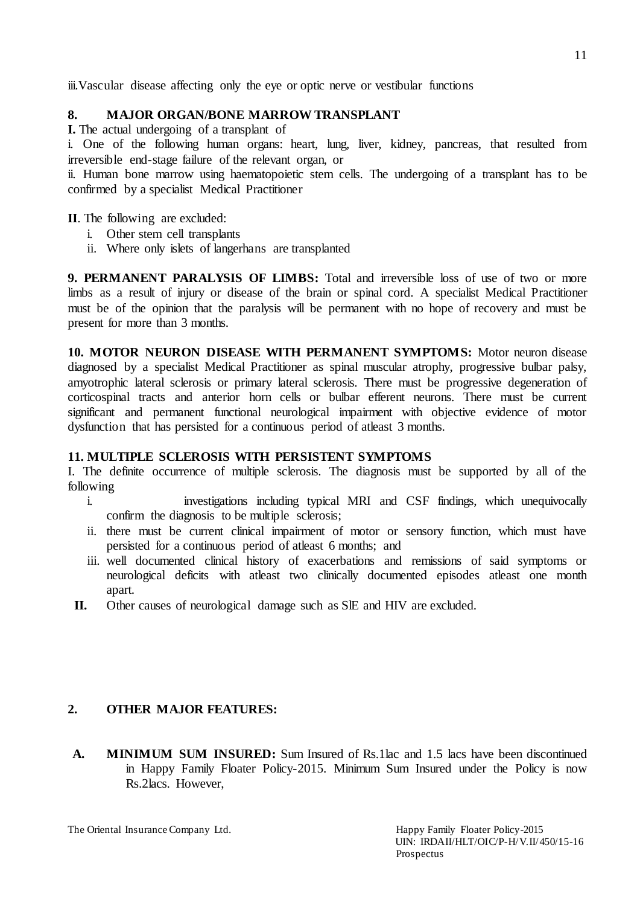iii.Vascular disease affecting only the eye or optic nerve or vestibular functions

### 8. MAJOR ORGAN/BONE MARROW TRANSPLANT

**I.** The actual undergoing of a transplant of

i. One of the following human organs: heart, lung, liver, kidney, pancreas, that resulted from irreversible end-stage failure of the relevant organ, or

ii. Human bone marrow using haematopoietic stem cells. The undergoing of a transplant has to be confirmed by a specialist Medical Practitioner

**II**. The following are excluded:

i. Other stem cell transplants
ii. Where only islets of langerhans are transplanted

**9. PERMANENT PARALYSIS OF LIMBS:** Total and irreversible loss of use of two or more limbs as a result of injury or disease of the brain or spinal cord. A specialist Medical Practitioner must be of the opinion that the paralysis will be permanent with no hope of recovery and must be present for more than 3 months.

**10. MOTOR NEURON DISEASE WITH PERMANENT SYMPTOMS:** Motor neuron disease diagnosed by a specialist Medical Practitioner as spinal muscular atrophy, progressive bulbar palsy, amyotrophic lateral sclerosis or primary lateral sclerosis. There must be progressive degeneration of corticospinal tracts and anterior horn cells or bulbar efferent neurons. There must be current significant and permanent functional neurological impairment with objective evidence of motor dysfunction that has persisted for a continuous period of atleast 3 months.

### 11. MULTIPLE SCLEROSIS WITH PERSISTENT SYMPTOMS

I. The definite occurrence of multiple sclerosis. The diagnosis must be supported by all of the following

i. investigations including typical MRI and CSF findings, which unequivocally confirm the diagnosis to be multiple sclerosis;
ii. there must be current clinical impairment of motor or sensory function, which must have persisted for a continuous period of atleast 6 months; and
iii. well documented clinical history of exacerbations and remissions of said symptoms or neurological deficits with atleast two clinically documented episodes atleast one month apart.

**II.** Other causes of neurological damage such as SlE and HIV are excluded.

## 2. OTHER MAJOR FEATURES:

**A. MINIMUM SUM INSURED:** Sum Insured of Rs.1lac and 1.5 lacs have been discontinued in Happy Family Floater Policy-2015. Minimum Sum Insured under the Policy is now Rs.2lacs. However,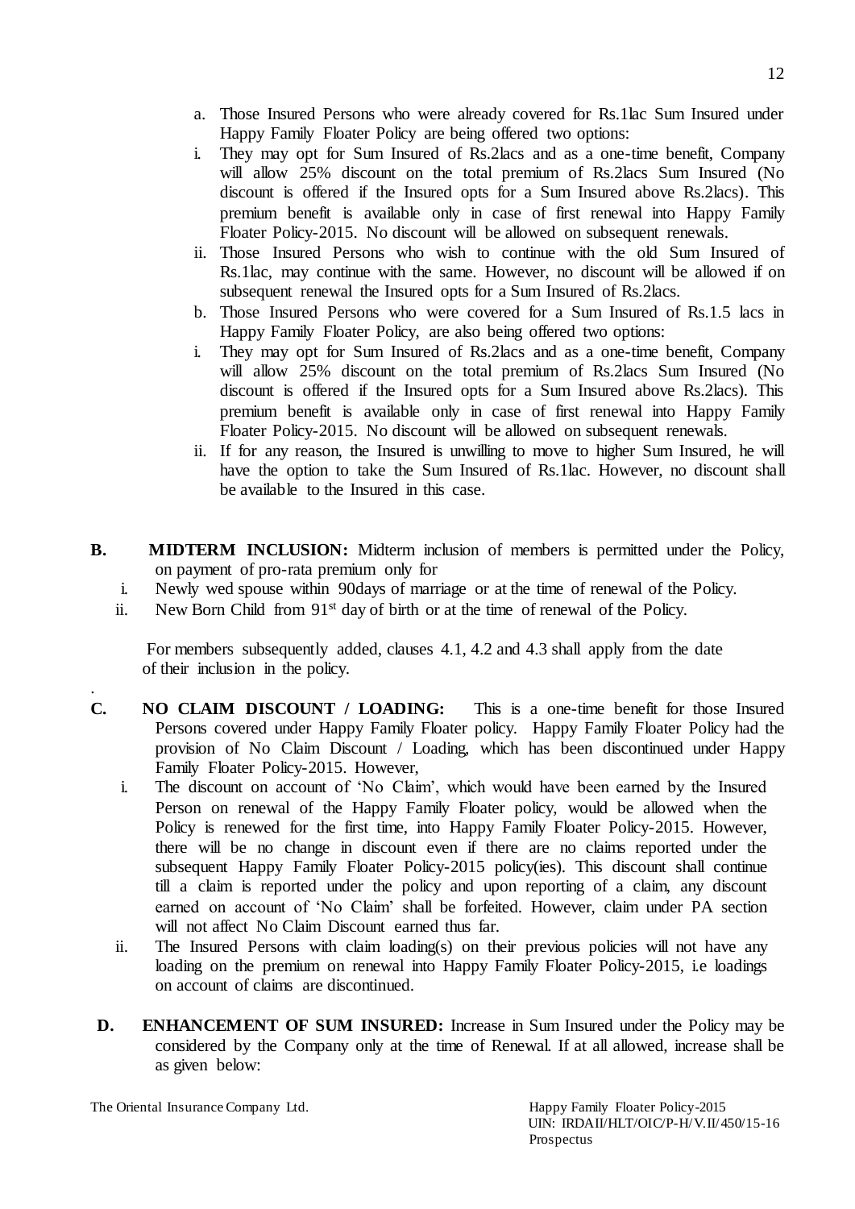a. Those Insured Persons who were already covered for Rs.1lac Sum Insured under Happy Family Floater Policy are being offered two options:

i. They may opt for Sum Insured of Rs.2lacs and as a one-time benefit, Company will allow 25% discount on the total premium of Rs.2lacs Sum Insured (No discount is offered if the Insured opts for a Sum Insured above Rs.2lacs). This premium benefit is available only in case of first renewal into Happy Family Floater Policy-2015. No discount will be allowed on subsequent renewals.

ii. Those Insured Persons who wish to continue with the old Sum Insured of Rs.1lac, may continue with the same. However, no discount will be allowed if on subsequent renewal the Insured opts for a Sum Insured of Rs.2lacs.

b. Those Insured Persons who were covered for a Sum Insured of Rs.1.5 lacs in Happy Family Floater Policy, are also being offered two options:

i. They may opt for Sum Insured of Rs.2lacs and as a one-time benefit, Company will allow 25% discount on the total premium of Rs.2lacs Sum Insured (No discount is offered if the Insured opts for a Sum Insured above Rs.2lacs). This premium benefit is available only in case of first renewal into Happy Family Floater Policy-2015. No discount will be allowed on subsequent renewals.

ii. If for any reason, the Insured is unwilling to move to higher Sum Insured, he will have the option to take the Sum Insured of Rs.1lac. However, no discount shall be available to the Insured in this case.

**B. MIDTERM INCLUSION:** Midterm inclusion of members is permitted under the Policy, on payment of pro-rata premium only for

i. Newly wed spouse within 90days of marriage or at the time of renewal of the Policy.

ii. New Born Child from 91st day of birth or at the time of renewal of the Policy.

For members subsequently added, clauses 4.1, 4.2 and 4.3 shall apply from the date of their inclusion in the policy.

**C. NO CLAIM DISCOUNT / LOADING:** This is a one-time benefit for those Insured Persons covered under Happy Family Floater policy. Happy Family Floater Policy had the provision of No Claim Discount / Loading, which has been discontinued under Happy Family Floater Policy-2015. However,

i. The discount on account of 'No Claim', which would have been earned by the Insured Person on renewal of the Happy Family Floater policy, would be allowed when the Policy is renewed for the first time, into Happy Family Floater Policy-2015. However, there will be no change in discount even if there are no claims reported under the subsequent Happy Family Floater Policy-2015 policy(ies). This discount shall continue till a claim is reported under the policy and upon reporting of a claim, any discount earned on account of 'No Claim' shall be forfeited. However, claim under PA section will not affect No Claim Discount earned thus far.

ii. The Insured Persons with claim loading(s) on their previous policies will not have any loading on the premium on renewal into Happy Family Floater Policy-2015, i.e loadings on account of claims are discontinued.

**D. ENHANCEMENT OF SUM INSURED:** Increase in Sum Insured under the Policy may be considered by the Company only at the time of Renewal. If at all allowed, increase shall be as given below: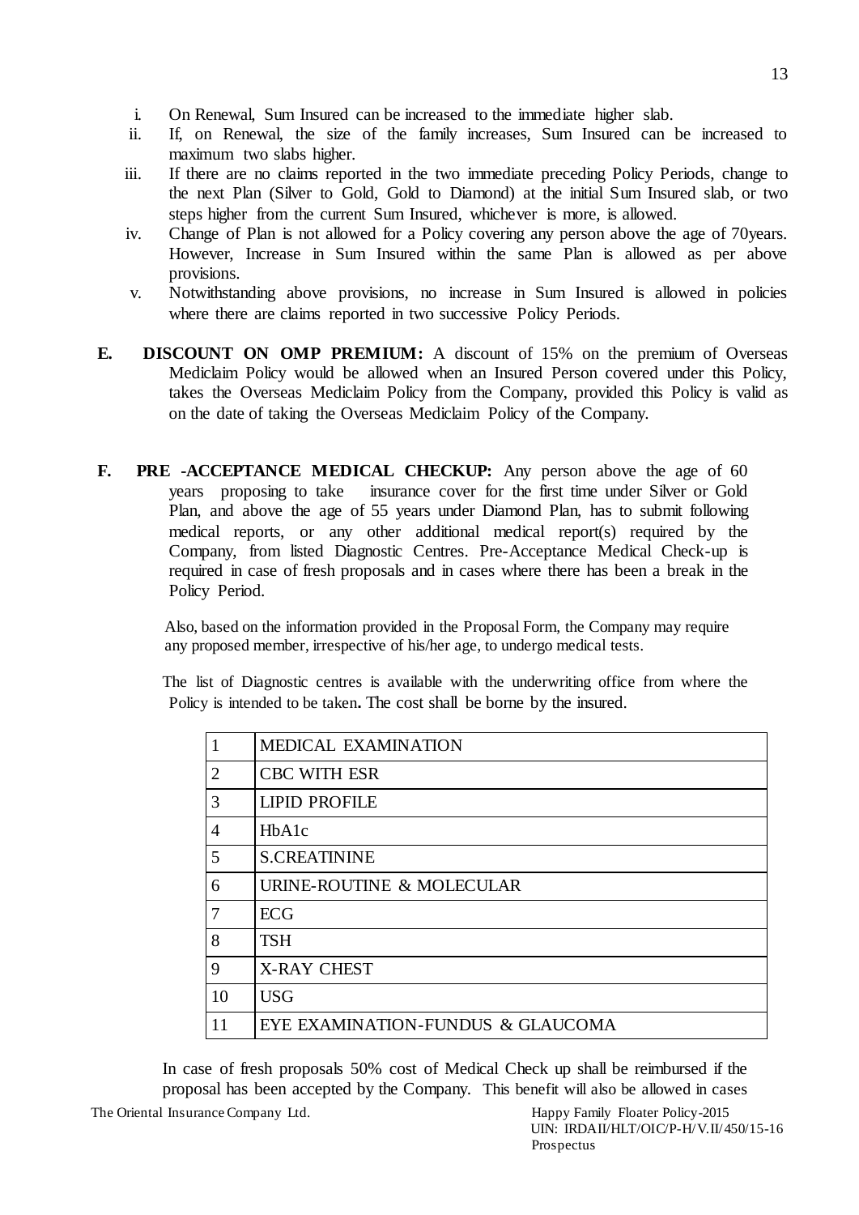i. On Renewal, Sum Insured can be increased to the immediate higher slab.
ii. If, on Renewal, the size of the family increases, Sum Insured can be increased to maximum two slabs higher.
iii. If there are no claims reported in the two immediate preceding Policy Periods, change to the next Plan (Silver to Gold, Gold to Diamond) at the initial Sum Insured slab, or two steps higher from the current Sum Insured, whichever is more, is allowed.
iv. Change of Plan is not allowed for a Policy covering any person above the age of 70years. However, Increase in Sum Insured within the same Plan is allowed as per above provisions.
v. Notwithstanding above provisions, no increase in Sum Insured is allowed in policies where there are claims reported in two successive Policy Periods.

**E. DISCOUNT ON OMP PREMIUM:** A discount of 15% on the premium of Overseas Mediclaim Policy would be allowed when an Insured Person covered under this Policy, takes the Overseas Mediclaim Policy from the Company, provided this Policy is valid as on the date of taking the Overseas Mediclaim Policy of the Company.

**F. PRE -ACCEPTANCE MEDICAL CHECKUP:** Any person above the age of 60 years proposing to take insurance cover for the first time under Silver or Gold Plan, and above the age of 55 years under Diamond Plan, has to submit following medical reports, or any other additional medical report(s) required by the Company, from listed Diagnostic Centres. Pre-Acceptance Medical Check-up is required in case of fresh proposals and in cases where there has been a break in the Policy Period.

Also, based on the information provided in the Proposal Form, the Company may require any proposed member, irrespective of his/her age, to undergo medical tests.

The list of Diagnostic centres is available with the underwriting office from where the Policy is intended to be taken**.** The cost shall be borne by the insured.

| | |
|---|---|
| 1 | MEDICAL EXAMINATION |
| 2 | CBC WITH ESR |
| 3 | LIPID PROFILE |
| 4 | HbA1c |
| 5 | S.CREATININE |
| 6 | URINE-ROUTINE & MOLECULAR |
| 7 | ECG |
| 8 | TSH |
| 9 | X-RAY CHEST |
| 10 | USG |
| 11 | EYE EXAMINATION-FUNDUS & GLAUCOMA |

In case of fresh proposals 50% cost of Medical Check up shall be reimbursed if the proposal has been accepted by the Company. This benefit will also be allowed in cases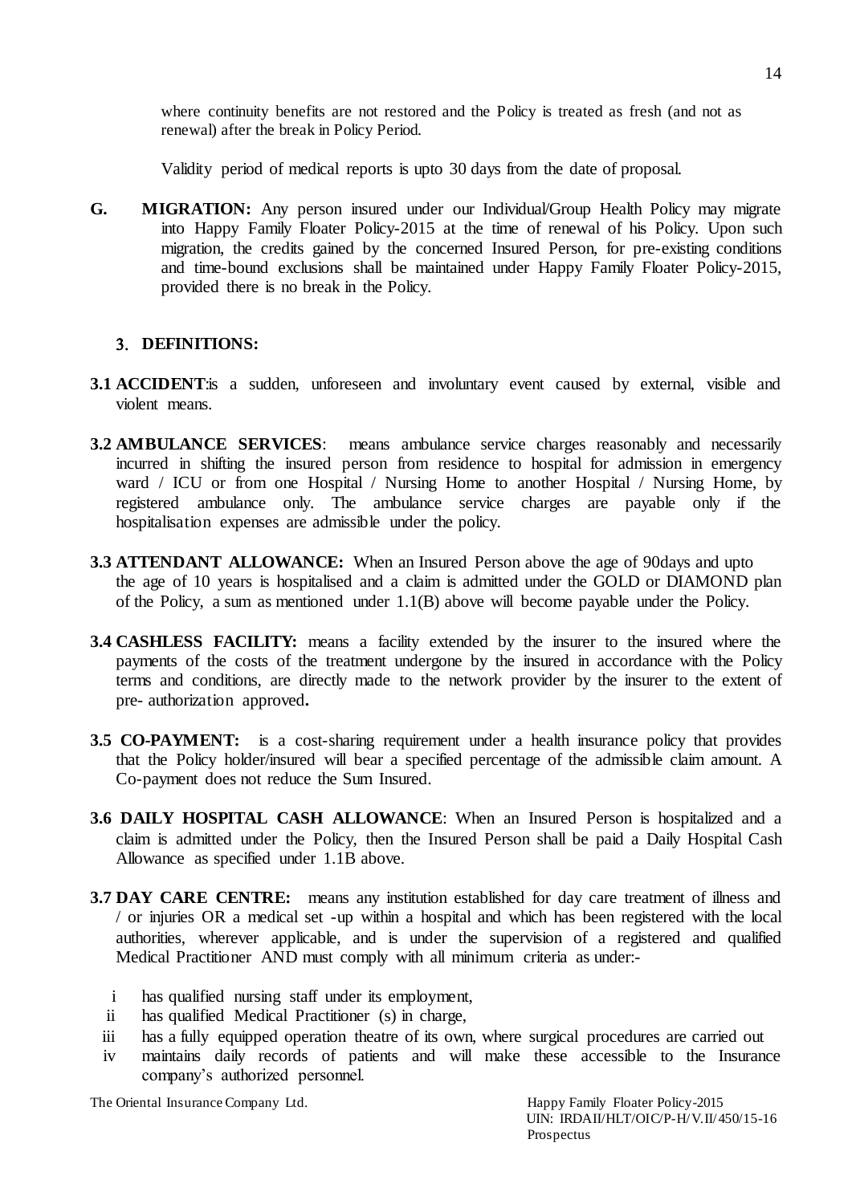where continuity benefits are not restored and the Policy is treated as fresh (and not as renewal) after the break in Policy Period.

Validity period of medical reports is upto 30 days from the date of proposal.

**G. MIGRATION:** Any person insured under our Individual/Group Health Policy may migrate into Happy Family Floater Policy-2015 at the time of renewal of his Policy. Upon such migration, the credits gained by the concerned Insured Person, for pre-existing conditions and time-bound exclusions shall be maintained under Happy Family Floater Policy-2015, provided there is no break in the Policy.

## 3. DEFINITIONS:

**3.1 ACCIDENT**:is a sudden, unforeseen and involuntary event caused by external, visible and violent means.

**3.2 AMBULANCE SERVICES**: means ambulance service charges reasonably and necessarily incurred in shifting the insured person from residence to hospital for admission in emergency ward / ICU or from one Hospital / Nursing Home to another Hospital / Nursing Home, by registered ambulance only. The ambulance service charges are payable only if the hospitalisation expenses are admissible under the policy.

**3.3 ATTENDANT ALLOWANCE:** When an Insured Person above the age of 90days and upto the age of 10 years is hospitalised and a claim is admitted under the GOLD or DIAMOND plan of the Policy, a sum as mentioned under 1.1(B) above will become payable under the Policy.

**3.4 CASHLESS FACILITY:** means a facility extended by the insurer to the insured where the payments of the costs of the treatment undergone by the insured in accordance with the Policy terms and conditions, are directly made to the network provider by the insurer to the extent of pre- authorization approved**.**

**3.5 CO-PAYMENT:** is a cost-sharing requirement under a health insurance policy that provides that the Policy holder/insured will bear a specified percentage of the admissible claim amount. A Co-payment does not reduce the Sum Insured.

**3.6 DAILY HOSPITAL CASH ALLOWANCE**: When an Insured Person is hospitalized and a claim is admitted under the Policy, then the Insured Person shall be paid a Daily Hospital Cash Allowance as specified under 1.1B above.

**3.7 DAY CARE CENTRE:** means any institution established for day care treatment of illness and / or injuries OR a medical set -up within a hospital and which has been registered with the local authorities, wherever applicable, and is under the supervision of a registered and qualified Medical Practitioner AND must comply with all minimum criteria as under:-

i. has qualified nursing staff under its employment,
ii. has qualified Medical Practitioner (s) in charge,
iii. has a fully equipped operation theatre of its own, where surgical procedures are carried out
iv. maintains daily records of patients and will make these accessible to the Insurance company's authorized personnel.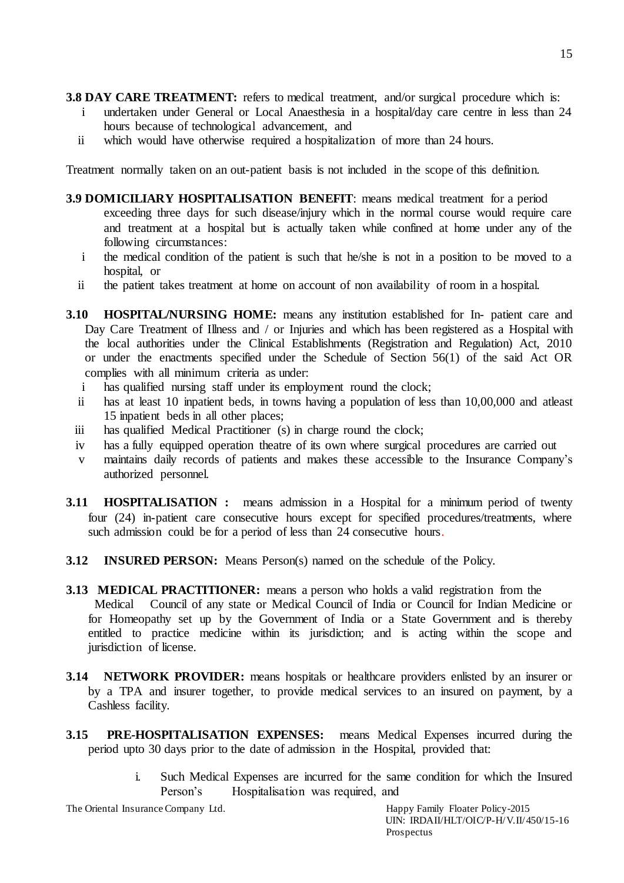**3.8 DAY CARE TREATMENT:** refers to medical treatment, and/or surgical procedure which is:

- i undertaken under General or Local Anaesthesia in a hospital/day care centre in less than 24 hours because of technological advancement, and
- ii which would have otherwise required a hospitalization of more than 24 hours.

Treatment normally taken on an out-patient basis is not included in the scope of this definition.

**3.9 DOMICILIARY HOSPITALISATION BENEFIT**: means medical treatment for a period exceeding three days for such disease/injury which in the normal course would require care and treatment at a hospital but is actually taken while confined at home under any of the following circumstances:

- i the medical condition of the patient is such that he/she is not in a position to be moved to a hospital, or
- ii the patient takes treatment at home on account of non availability of room in a hospital.

**3.10 HOSPITAL/NURSING HOME:** means any institution established for In- patient care and Day Care Treatment of Illness and / or Injuries and which has been registered as a Hospital with the local authorities under the Clinical Establishments (Registration and Regulation) Act, 2010 or under the enactments specified under the Schedule of Section 56(1) of the said Act OR complies with all minimum criteria as under:

- i has qualified nursing staff under its employment round the clock;
- ii has at least 10 inpatient beds, in towns having a population of less than 10,00,000 and atleast 15 inpatient beds in all other places;
- iii has qualified Medical Practitioner (s) in charge round the clock;
- iv has a fully equipped operation theatre of its own where surgical procedures are carried out
- v maintains daily records of patients and makes these accessible to the Insurance Company's authorized personnel.

**3.11 HOSPITALISATION :** means admission in a Hospital for a minimum period of twenty four (24) in-patient care consecutive hours except for specified procedures/treatments, where such admission could be for a period of less than 24 consecutive hours.

**3.12 INSURED PERSON:** Means Person(s) named on the schedule of the Policy.

**3.13 MEDICAL PRACTITIONER:** means a person who holds a valid registration from the Medical Council of any state or Medical Council of India or Council for Indian Medicine or for Homeopathy set up by the Government of India or a State Government and is thereby entitled to practice medicine within its jurisdiction; and is acting within the scope and jurisdiction of license.

**3.14 NETWORK PROVIDER:** means hospitals or healthcare providers enlisted by an insurer or by a TPA and insurer together, to provide medical services to an insured on payment, by a Cashless facility.

**3.15 PRE-HOSPITALISATION EXPENSES:** means Medical Expenses incurred during the period upto 30 days prior to the date of admission in the Hospital, provided that:

- i. Such Medical Expenses are incurred for the same condition for which the Insured Person's Hospitalisation was required, and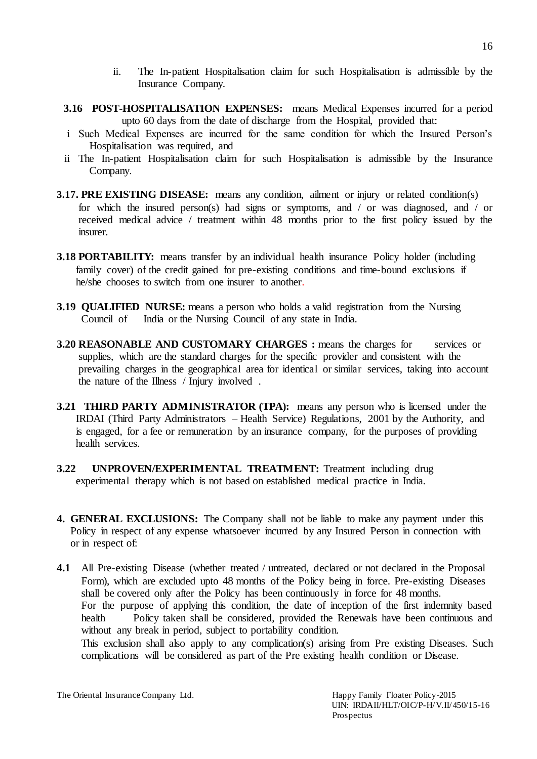ii. The In-patient Hospitalisation claim for such Hospitalisation is admissible by the Insurance Company.

**3.16 POST-HOSPITALISATION EXPENSES:** means Medical Expenses incurred for a period upto 60 days from the date of discharge from the Hospital, provided that:

i Such Medical Expenses are incurred for the same condition for which the Insured Person's Hospitalisation was required, and

ii The In-patient Hospitalisation claim for such Hospitalisation is admissible by the Insurance Company.

**3.17. PRE EXISTING DISEASE:** means any condition, ailment or injury or related condition(s) for which the insured person(s) had signs or symptoms, and / or was diagnosed, and / or received medical advice / treatment within 48 months prior to the first policy issued by the insurer.

**3.18 PORTABILITY:** means transfer by an individual health insurance Policy holder (including family cover) of the credit gained for pre-existing conditions and time-bound exclusions if he/she chooses to switch from one insurer to another.

**3.19 QUALIFIED NURSE:** means a person who holds a valid registration from the Nursing Council of India or the Nursing Council of any state in India.

**3.20 REASONABLE AND CUSTOMARY CHARGES :** means the charges for services or supplies, which are the standard charges for the specific provider and consistent with the prevailing charges in the geographical area for identical or similar services, taking into account the nature of the Illness / Injury involved .

**3.21 THIRD PARTY ADMINISTRATOR (TPA):** means any person who is licensed under the IRDAI (Third Party Administrators – Health Service) Regulations, 2001 by the Authority, and is engaged, for a fee or remuneration by an insurance company, for the purposes of providing health services.

**3.22 UNPROVEN/EXPERIMENTAL TREATMENT:** Treatment including drug experimental therapy which is not based on established medical practice in India.

**4. GENERAL EXCLUSIONS:** The Company shall not be liable to make any payment under this Policy in respect of any expense whatsoever incurred by any Insured Person in connection with or in respect of:

**4.1** All Pre-existing Disease (whether treated / untreated, declared or not declared in the Proposal Form), which are excluded upto 48 months of the Policy being in force. Pre-existing Diseases shall be covered only after the Policy has been continuously in force for 48 months.
For the purpose of applying this condition, the date of inception of the first indemnity based health Policy taken shall be considered, provided the Renewals have been continuous and without any break in period, subject to portability condition.
This exclusion shall also apply to any complication(s) arising from Pre existing Diseases. Such complications will be considered as part of the Pre existing health condition or Disease.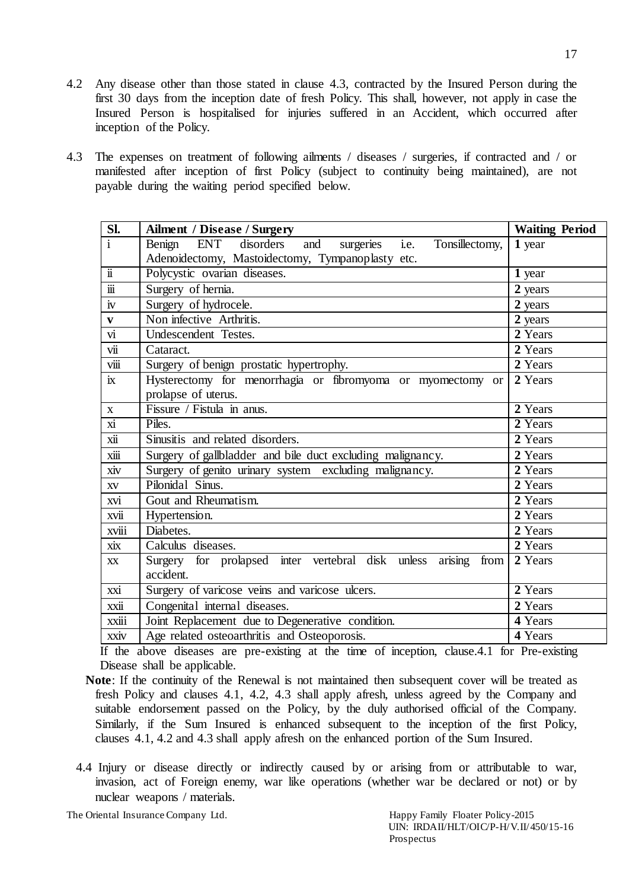4.2 Any disease other than those stated in clause 4.3, contracted by the Insured Person during the first 30 days from the inception date of fresh Policy. This shall, however, not apply in case the Insured Person is hospitalised for injuries suffered in an Accident, which occurred after inception of the Policy.

4.3 The expenses on treatment of following ailments / diseases / surgeries, if contracted and / or manifested after inception of first Policy (subject to continuity being maintained), are not payable during the waiting period specified below.

| **Sl.** | **Ailment / Disease / Surgery** | **Waiting Period** |
|---|---|---|
| i | Benign ENT disorders and surgeries i.e. Tonsillectomy, Adenoidectomy, Mastoidectomy, Tympanoplasty etc. | **1** year |
| ii | Polycystic ovarian diseases. | **1** year |
| iii | Surgery of hernia. | **2** years |
| iv | Surgery of hydrocele. | **2** years |
| **v** | Non infective Arthritis. | **2** years |
| vi | Undescendent Testes. | **2** Years |
| vii | Cataract. | **2** Years |
| viii | Surgery of benign prostatic hypertrophy. | **2** Years |
| ix | Hysterectomy for menorrhagia or fibromyoma or myomectomy or prolapse of uterus. | **2** Years |
| x | Fissure / Fistula in anus. | **2** Years |
| xi | Piles. | **2** Years |
| xii | Sinusitis and related disorders. | **2** Years |
| xiii | Surgery of gallbladder and bile duct excluding malignancy. | **2** Years |
| xiv | Surgery of genito urinary system excluding malignancy. | **2** Years |
| xv | Pilonidal Sinus. | **2** Years |
| xvi | Gout and Rheumatism. | **2** Years |
| xvii | Hypertension. | **2** Years |
| xviii | Diabetes. | **2** Years |
| xix | Calculus diseases. | **2** Years |
| xx | Surgery for prolapsed inter vertebral disk unless arising from accident. | **2** Years |
| xxi | Surgery of varicose veins and varicose ulcers. | **2** Years |
| xxii | Congenital internal diseases. | **2** Years |
| xxiii | Joint Replacement due to Degenerative condition. | **4** Years |
| xxiv | Age related osteoarthritis and Osteoporosis. | **4** Years |

If the above diseases are pre-existing at the time of inception, clause.4.1 for Pre-existing Disease shall be applicable.

**Note**: If the continuity of the Renewal is not maintained then subsequent cover will be treated as fresh Policy and clauses 4.1, 4.2, 4.3 shall apply afresh, unless agreed by the Company and suitable endorsement passed on the Policy, by the duly authorised official of the Company. Similarly, if the Sum Insured is enhanced subsequent to the inception of the first Policy, clauses 4.1, 4.2 and 4.3 shall apply afresh on the enhanced portion of the Sum Insured.

4.4 Injury or disease directly or indirectly caused by or arising from or attributable to war, invasion, act of Foreign enemy, war like operations (whether war be declared or not) or by nuclear weapons / materials.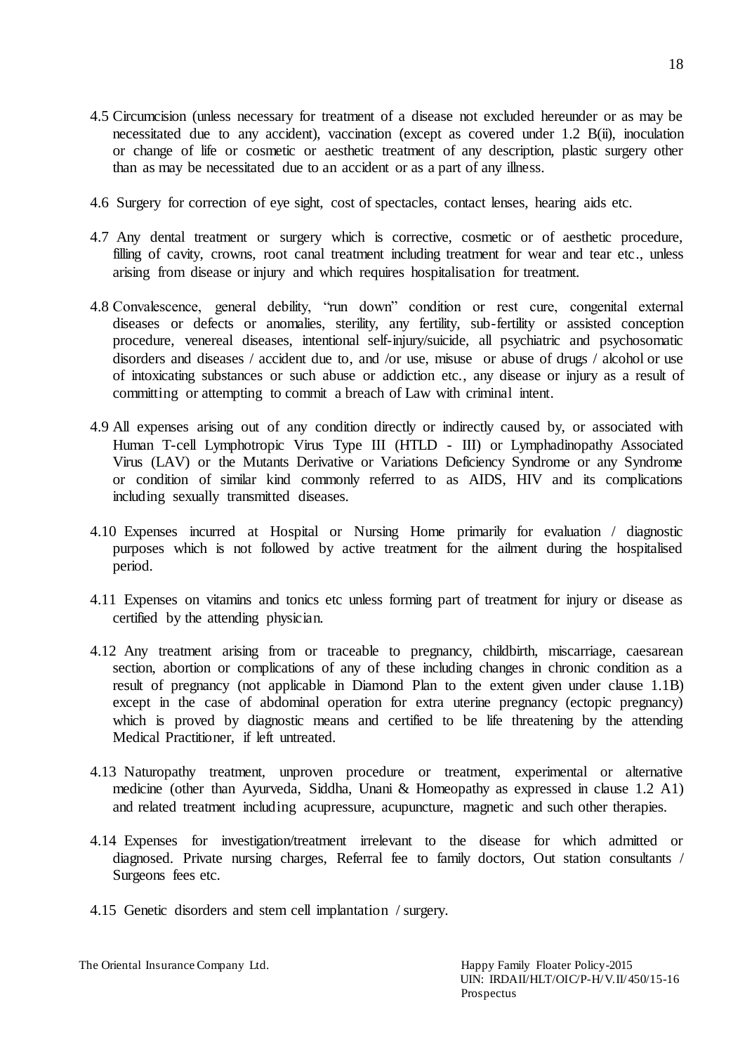4.5 Circumcision (unless necessary for treatment of a disease not excluded hereunder or as may be necessitated due to any accident), vaccination (except as covered under 1.2 B(ii), inoculation or change of life or cosmetic or aesthetic treatment of any description, plastic surgery other than as may be necessitated due to an accident or as a part of any illness.

4.6 Surgery for correction of eye sight, cost of spectacles, contact lenses, hearing aids etc.

4.7 Any dental treatment or surgery which is corrective, cosmetic or of aesthetic procedure, filling of cavity, crowns, root canal treatment including treatment for wear and tear etc., unless arising from disease or injury and which requires hospitalisation for treatment.

4.8 Convalescence, general debility, "run down" condition or rest cure, congenital external diseases or defects or anomalies, sterility, any fertility, sub-fertility or assisted conception procedure, venereal diseases, intentional self-injury/suicide, all psychiatric and psychosomatic disorders and diseases / accident due to, and /or use, misuse or abuse of drugs / alcohol or use of intoxicating substances or such abuse or addiction etc., any disease or injury as a result of committing or attempting to commit a breach of Law with criminal intent.

4.9 All expenses arising out of any condition directly or indirectly caused by, or associated with Human T-cell Lymphotropic Virus Type III (HTLD - III) or Lymphadinopathy Associated Virus (LAV) or the Mutants Derivative or Variations Deficiency Syndrome or any Syndrome or condition of similar kind commonly referred to as AIDS, HIV and its complications including sexually transmitted diseases.

4.10 Expenses incurred at Hospital or Nursing Home primarily for evaluation / diagnostic purposes which is not followed by active treatment for the ailment during the hospitalised period.

4.11 Expenses on vitamins and tonics etc unless forming part of treatment for injury or disease as certified by the attending physician.

4.12 Any treatment arising from or traceable to pregnancy, childbirth, miscarriage, caesarean section, abortion or complications of any of these including changes in chronic condition as a result of pregnancy (not applicable in Diamond Plan to the extent given under clause 1.1B) except in the case of abdominal operation for extra uterine pregnancy (ectopic pregnancy) which is proved by diagnostic means and certified to be life threatening by the attending Medical Practitioner, if left untreated.

4.13 Naturopathy treatment, unproven procedure or treatment, experimental or alternative medicine (other than Ayurveda, Siddha, Unani & Homeopathy as expressed in clause 1.2 A1) and related treatment including acupressure, acupuncture, magnetic and such other therapies.

4.14 Expenses for investigation/treatment irrelevant to the disease for which admitted or diagnosed. Private nursing charges, Referral fee to family doctors, Out station consultants / Surgeons fees etc.

4.15 Genetic disorders and stem cell implantation / surgery.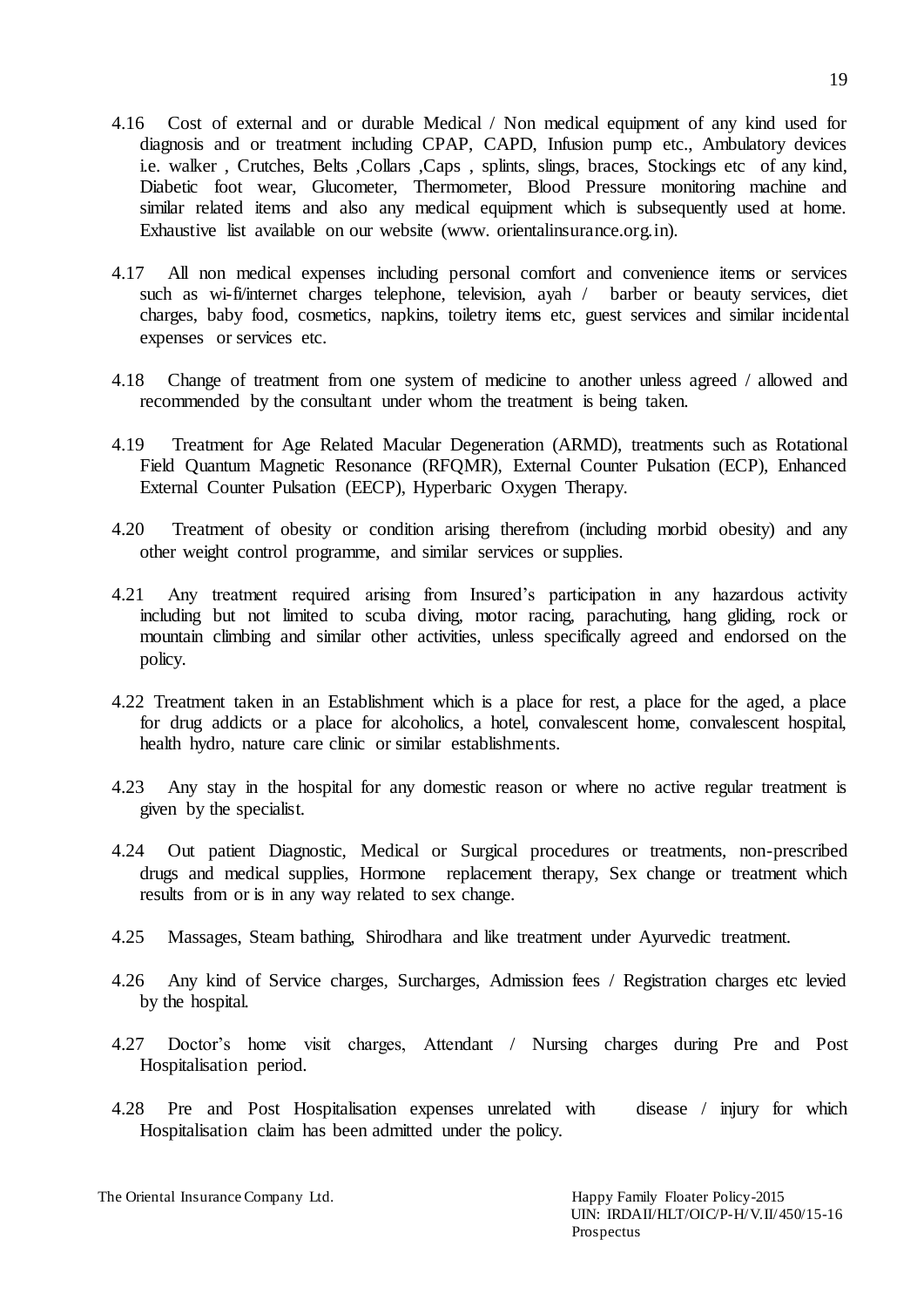4.16 Cost of external and or durable Medical / Non medical equipment of any kind used for diagnosis and or treatment including CPAP, CAPD, Infusion pump etc., Ambulatory devices i.e. walker , Crutches, Belts ,Collars ,Caps , splints, slings, braces, Stockings etc of any kind, Diabetic foot wear, Glucometer, Thermometer, Blood Pressure monitoring machine and similar related items and also any medical equipment which is subsequently used at home. Exhaustive list available on our website (www. orientalinsurance.org.in).

4.17 All non medical expenses including personal comfort and convenience items or services such as wi-fi/internet charges telephone, television, ayah / barber or beauty services, diet charges, baby food, cosmetics, napkins, toiletry items etc, guest services and similar incidental expenses or services etc.

4.18 Change of treatment from one system of medicine to another unless agreed / allowed and recommended by the consultant under whom the treatment is being taken.

4.19 Treatment for Age Related Macular Degeneration (ARMD), treatments such as Rotational Field Quantum Magnetic Resonance (RFQMR), External Counter Pulsation (ECP), Enhanced External Counter Pulsation (EECP), Hyperbaric Oxygen Therapy.

4.20 Treatment of obesity or condition arising therefrom (including morbid obesity) and any other weight control programme, and similar services or supplies.

4.21 Any treatment required arising from Insured's participation in any hazardous activity including but not limited to scuba diving, motor racing, parachuting, hang gliding, rock or mountain climbing and similar other activities, unless specifically agreed and endorsed on the policy.

4.22 Treatment taken in an Establishment which is a place for rest, a place for the aged, a place for drug addicts or a place for alcoholics, a hotel, convalescent home, convalescent hospital, health hydro, nature care clinic or similar establishments.

4.23 Any stay in the hospital for any domestic reason or where no active regular treatment is given by the specialist.

4.24 Out patient Diagnostic, Medical or Surgical procedures or treatments, non-prescribed drugs and medical supplies, Hormone replacement therapy, Sex change or treatment which results from or is in any way related to sex change.

4.25 Massages, Steam bathing, Shirodhara and like treatment under Ayurvedic treatment.

4.26 Any kind of Service charges, Surcharges, Admission fees / Registration charges etc levied by the hospital.

4.27 Doctor's home visit charges, Attendant / Nursing charges during Pre and Post Hospitalisation period.

4.28 Pre and Post Hospitalisation expenses unrelated with disease / injury for which Hospitalisation claim has been admitted under the policy.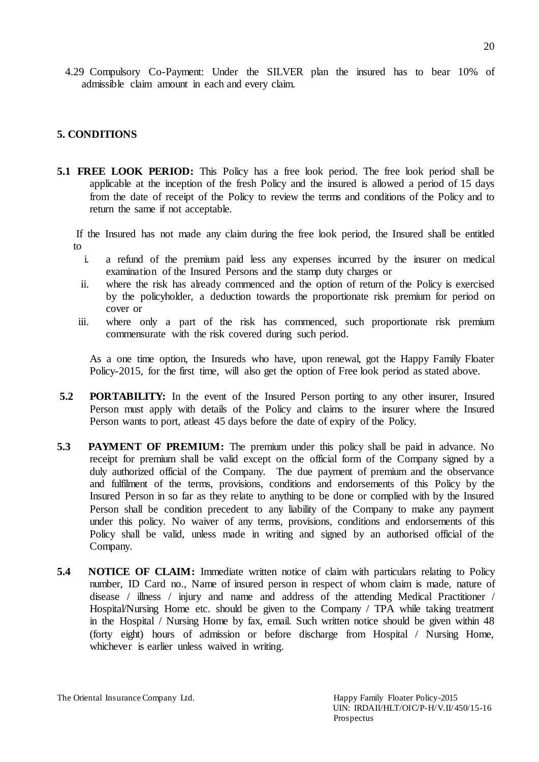4.29 Compulsory Co-Payment: Under the SILVER plan the insured has to bear 10% of admissible claim amount in each and every claim.

## 5. CONDITIONS

**5.1 FREE LOOK PERIOD:** This Policy has a free look period. The free look period shall be applicable at the inception of the fresh Policy and the insured is allowed a period of 15 days from the date of receipt of the Policy to review the terms and conditions of the Policy and to return the same if not acceptable.

If the Insured has not made any claim during the free look period, the Insured shall be entitled to

i. a refund of the premium paid less any expenses incurred by the insurer on medical examination of the Insured Persons and the stamp duty charges or

ii. where the risk has already commenced and the option of return of the Policy is exercised by the policyholder, a deduction towards the proportionate risk premium for period on cover or

iii. where only a part of the risk has commenced, such proportionate risk premium commensurate with the risk covered during such period.

As a one time option, the Insureds who have, upon renewal, got the Happy Family Floater Policy-2015, for the first time, will also get the option of Free look period as stated above.

**5.2 PORTABILITY:** In the event of the Insured Person porting to any other insurer, Insured Person must apply with details of the Policy and claims to the insurer where the Insured Person wants to port, atleast 45 days before the date of expiry of the Policy.

**5.3 PAYMENT OF PREMIUM:** The premium under this policy shall be paid in advance. No receipt for premium shall be valid except on the official form of the Company signed by a duly authorized official of the Company. The due payment of premium and the observance and fulfilment of the terms, provisions, conditions and endorsements of this Policy by the Insured Person in so far as they relate to anything to be done or complied with by the Insured Person shall be condition precedent to any liability of the Company to make any payment under this policy. No waiver of any terms, provisions, conditions and endorsements of this Policy shall be valid, unless made in writing and signed by an authorised official of the Company.

**5.4 NOTICE OF CLAIM:** Immediate written notice of claim with particulars relating to Policy number, ID Card no., Name of insured person in respect of whom claim is made, nature of disease / illness / injury and name and address of the attending Medical Practitioner / Hospital/Nursing Home etc. should be given to the Company / TPA while taking treatment in the Hospital / Nursing Home by fax, email. Such written notice should be given within 48 (forty eight) hours of admission or before discharge from Hospital / Nursing Home, whichever is earlier unless waived in writing.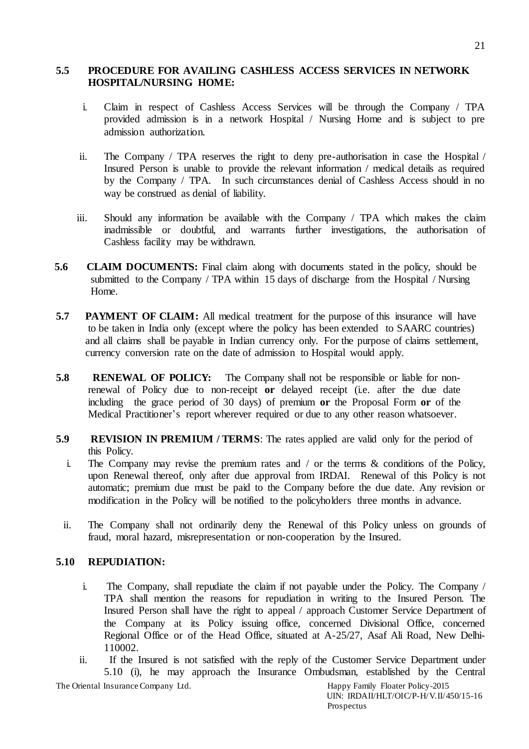**5.5 PROCEDURE FOR AVAILING CASHLESS ACCESS SERVICES IN NETWORK HOSPITAL/NURSING HOME:**

i. Claim in respect of Cashless Access Services will be through the Company / TPA provided admission is in a network Hospital / Nursing Home and is subject to pre admission authorization.

ii. The Company / TPA reserves the right to deny pre-authorisation in case the Hospital / Insured Person is unable to provide the relevant information / medical details as required by the Company / TPA. In such circumstances denial of Cashless Access should in no way be construed as denial of liability.

iii. Should any information be available with the Company / TPA which makes the claim inadmissible or doubtful, and warrants further investigations, the authorisation of Cashless facility may be withdrawn.

**5.6 CLAIM DOCUMENTS:** Final claim along with documents stated in the policy, should be submitted to the Company / TPA within 15 days of discharge from the Hospital / Nursing Home.

**5.7 PAYMENT OF CLAIM:** All medical treatment for the purpose of this insurance will have to be taken in India only (except where the policy has been extended to SAARC countries) and all claims shall be payable in Indian currency only. For the purpose of claims settlement, currency conversion rate on the date of admission to Hospital would apply.

**5.8 RENEWAL OF POLICY:** The Company shall not be responsible or liable for non-renewal of Policy due to non-receipt **or** delayed receipt (i.e. after the due date including the grace period of 30 days) of premium **or** the Proposal Form **or** of the Medical Practitioner's report wherever required or due to any other reason whatsoever.

**5.9 REVISION IN PREMIUM / TERMS**: The rates applied are valid only for the period of this Policy.

i. The Company may revise the premium rates and / or the terms & conditions of the Policy, upon Renewal thereof, only after due approval from IRDAI. Renewal of this Policy is not automatic; premium due must be paid to the Company before the due date. Any revision or modification in the Policy will be notified to the policyholders three months in advance.

ii. The Company shall not ordinarily deny the Renewal of this Policy unless on grounds of fraud, moral hazard, misrepresentation or non-cooperation by the Insured.

**5.10 REPUDIATION:**

i. The Company, shall repudiate the claim if not payable under the Policy. The Company / TPA shall mention the reasons for repudiation in writing to the Insured Person. The Insured Person shall have the right to appeal / approach Customer Service Department of the Company at its Policy issuing office, concerned Divisional Office, concerned Regional Office or of the Head Office, situated at A-25/27, Asaf Ali Road, New Delhi-110002.

ii. If the Insured is not satisfied with the reply of the Customer Service Department under 5.10 (i), he may approach the Insurance Ombudsman, established by the Central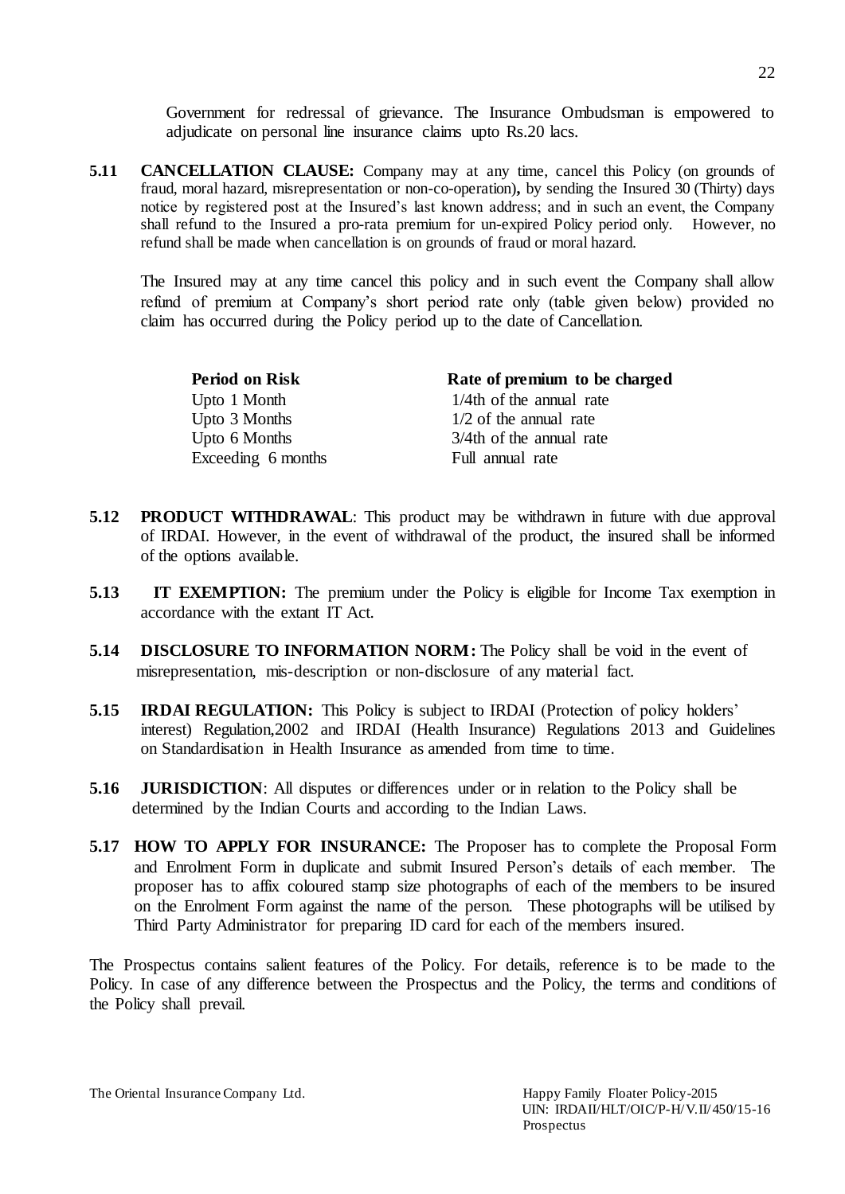Government for redressal of grievance. The Insurance Ombudsman is empowered to adjudicate on personal line insurance claims upto Rs.20 lacs.

**5.11 CANCELLATION CLAUSE:** Company may at any time, cancel this Policy (on grounds of fraud, moral hazard, misrepresentation or non-co-operation)**,** by sending the Insured 30 (Thirty) days notice by registered post at the Insured's last known address; and in such an event, the Company shall refund to the Insured a pro-rata premium for un-expired Policy period only. However, no refund shall be made when cancellation is on grounds of fraud or moral hazard.

The Insured may at any time cancel this policy and in such event the Company shall allow refund of premium at Company's short period rate only (table given below) provided no claim has occurred during the Policy period up to the date of Cancellation.

| **Period on Risk** | **Rate of premium to be charged** |
|---|---|
| Upto 1 Month | 1/4th of the annual rate |
| Upto 3 Months | 1/2 of the annual rate |
| Upto 6 Months | 3/4th of the annual rate |
| Exceeding 6 months | Full annual rate |

**5.12 PRODUCT WITHDRAWAL**: This product may be withdrawn in future with due approval of IRDAI. However, in the event of withdrawal of the product, the insured shall be informed of the options available.

**5.13 IT EXEMPTION:** The premium under the Policy is eligible for Income Tax exemption in accordance with the extant IT Act.

**5.14 DISCLOSURE TO INFORMATION NORM:** The Policy shall be void in the event of misrepresentation, mis-description or non-disclosure of any material fact.

**5.15 IRDAI REGULATION:** This Policy is subject to IRDAI (Protection of policy holders' interest) Regulation,2002 and IRDAI (Health Insurance) Regulations 2013 and Guidelines on Standardisation in Health Insurance as amended from time to time.

**5.16 JURISDICTION**: All disputes or differences under or in relation to the Policy shall be determined by the Indian Courts and according to the Indian Laws.

**5.17 HOW TO APPLY FOR INSURANCE:** The Proposer has to complete the Proposal Form and Enrolment Form in duplicate and submit Insured Person's details of each member. The proposer has to affix coloured stamp size photographs of each of the members to be insured on the Enrolment Form against the name of the person. These photographs will be utilised by Third Party Administrator for preparing ID card for each of the members insured.

The Prospectus contains salient features of the Policy. For details, reference is to be made to the Policy. In case of any difference between the Prospectus and the Policy, the terms and conditions of the Policy shall prevail.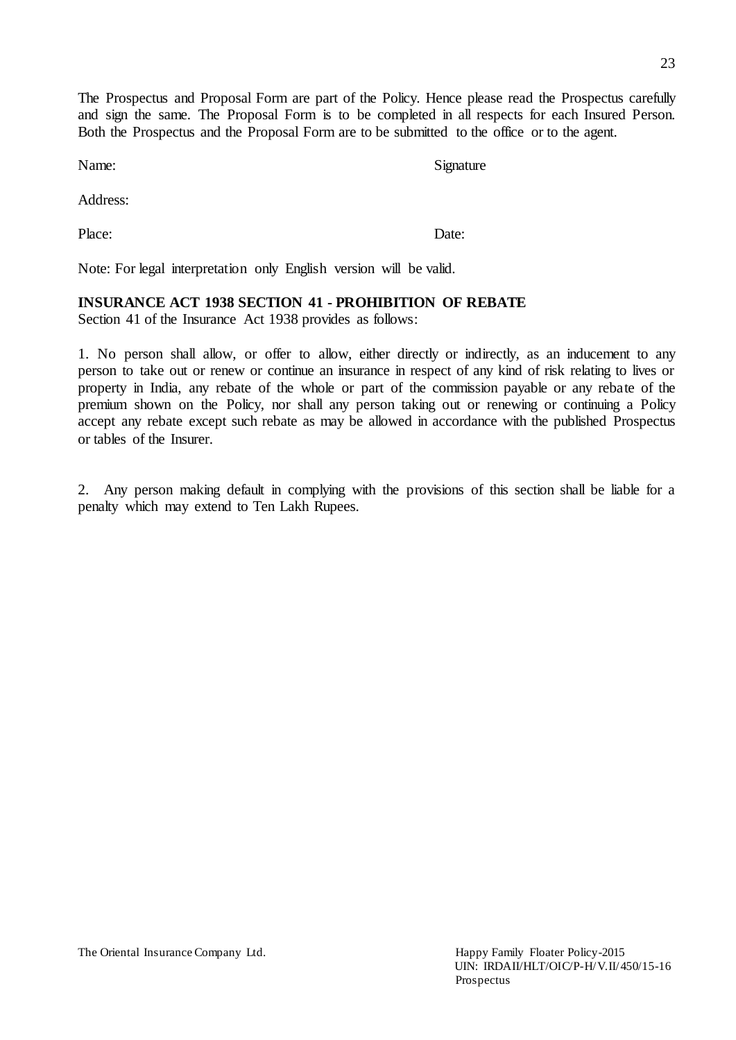The Prospectus and Proposal Form are part of the Policy. Hence please read the Prospectus carefully and sign the same. The Proposal Form is to be completed in all respects for each Insured Person. Both the Prospectus and the Proposal Form are to be submitted to the office or to the agent.

Name: Signature

Address:

Place: Date:

Note: For legal interpretation only English version will be valid.

**INSURANCE ACT 1938 SECTION 41 - PROHIBITION OF REBATE**

Section 41 of the Insurance Act 1938 provides as follows:

1. No person shall allow, or offer to allow, either directly or indirectly, as an inducement to any person to take out or renew or continue an insurance in respect of any kind of risk relating to lives or property in India, any rebate of the whole or part of the commission payable or any rebate of the premium shown on the Policy, nor shall any person taking out or renewing or continuing a Policy accept any rebate except such rebate as may be allowed in accordance with the published Prospectus or tables of the Insurer.

2. Any person making default in complying with the provisions of this section shall be liable for a penalty which may extend to Ten Lakh Rupees.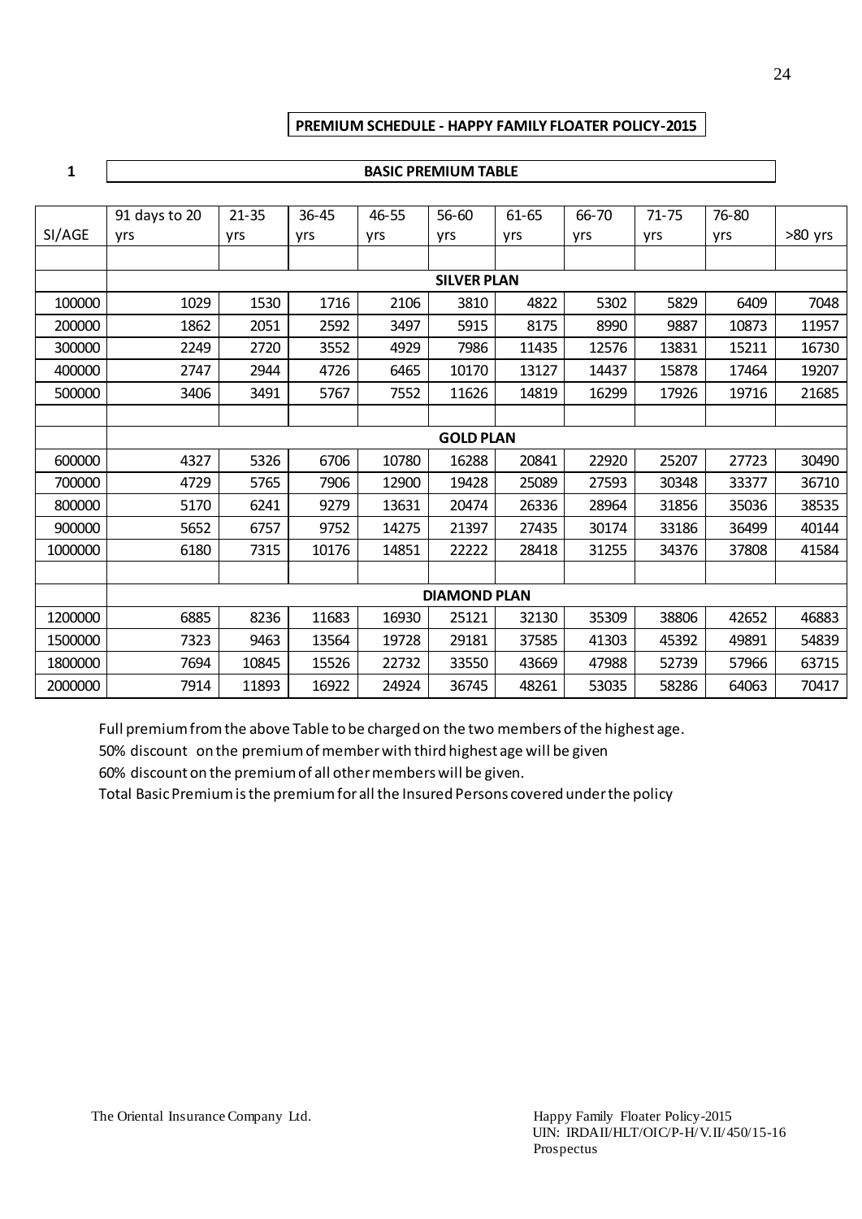## PREMIUM SCHEDULE - HAPPY FAMILY FLOATER POLICY-2015

### 1 BASIC PREMIUM TABLE

| SI/AGE | 91 days to 20 yrs | 21-35 yrs | 36-45 yrs | 46-55 yrs | 56-60 yrs | 61-65 yrs | 66-70 yrs | 71-75 yrs | 76-80 yrs | >80 yrs |
|---|---|---|---|---|---|---|---|---|---|---|
| | **SILVER PLAN** | | | | | | | | | |
| 100000 | 1029 | 1530 | 1716 | 2106 | 3810 | 4822 | 5302 | 5829 | 6409 | 7048 |
| 200000 | 1862 | 2051 | 2592 | 3497 | 5915 | 8175 | 8990 | 9887 | 10873 | 11957 |
| 300000 | 2249 | 2720 | 3552 | 4929 | 7986 | 11435 | 12576 | 13831 | 15211 | 16730 |
| 400000 | 2747 | 2944 | 4726 | 6465 | 10170 | 13127 | 14437 | 15878 | 17464 | 19207 |
| 500000 | 3406 | 3491 | 5767 | 7552 | 11626 | 14819 | 16299 | 17926 | 19716 | 21685 |
| | **GOLD PLAN** | | | | | | | | | |
| 600000 | 4327 | 5326 | 6706 | 10780 | 16288 | 20841 | 22920 | 25207 | 27723 | 30490 |
| 700000 | 4729 | 5765 | 7906 | 12900 | 19428 | 25089 | 27593 | 30348 | 33377 | 36710 |
| 800000 | 5170 | 6241 | 9279 | 13631 | 20474 | 26336 | 28964 | 31856 | 35036 | 38535 |
| 900000 | 5652 | 6757 | 9752 | 14275 | 21397 | 27435 | 30174 | 33186 | 36499 | 40144 |
| 1000000 | 6180 | 7315 | 10176 | 14851 | 22222 | 28418 | 31255 | 34376 | 37808 | 41584 |
| | **DIAMOND PLAN** | | | | | | | | | |
| 1200000 | 6885 | 8236 | 11683 | 16930 | 25121 | 32130 | 35309 | 38806 | 42652 | 46883 |
| 1500000 | 7323 | 9463 | 13564 | 19728 | 29181 | 37585 | 41303 | 45392 | 49891 | 54839 |
| 1800000 | 7694 | 10845 | 15526 | 22732 | 33550 | 43669 | 47988 | 52739 | 57966 | 63715 |
| 2000000 | 7914 | 11893 | 16922 | 24924 | 36745 | 48261 | 53035 | 58286 | 64063 | 70417 |

Full premium from the above Table to be charged on the two members of the highest age.

50% discount on the premium of member with third highest age will be given

60% discount on the premium of all other members will be given.

Total Basic Premium is the premium for all the Insured Persons covered under the policy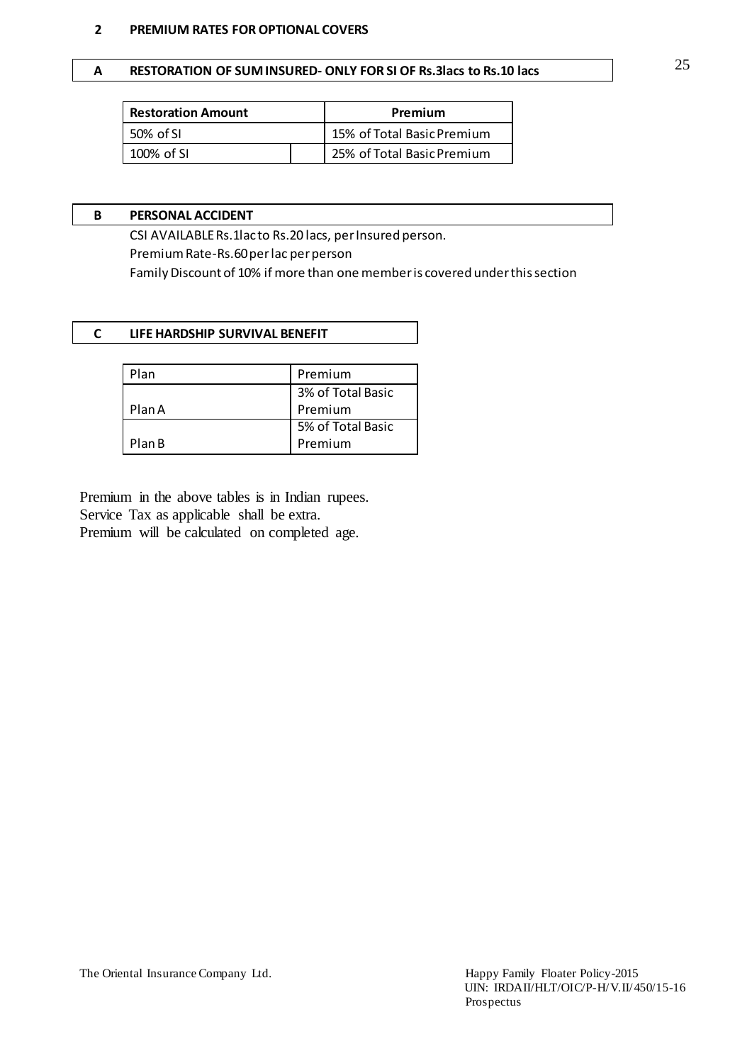## 2 PREMIUM RATES FOR OPTIONAL COVERS

### A RESTORATION OF SUM INSURED- ONLY FOR SI OF Rs.3lacs to Rs.10 lacs

| Restoration Amount | Premium |
|---|---|
| 50% of SI | 15% of Total Basic Premium |
| 100% of SI | 25% of Total Basic Premium |

### B PERSONAL ACCIDENT

CSI AVAILABLE Rs.1lac to Rs.20 lacs, per Insured person.

Premium Rate-Rs.60 per lac per person

Family Discount of 10% if more than one member is covered under this section

### C LIFE HARDSHIP SURVIVAL BENEFIT

| Plan | Premium |
|---|---|
| Plan A | 3% of Total Basic Premium |
| Plan B | 5% of Total Basic Premium |

Premium in the above tables is in Indian rupees.
Service Tax as applicable shall be extra.
Premium will be calculated on completed age.